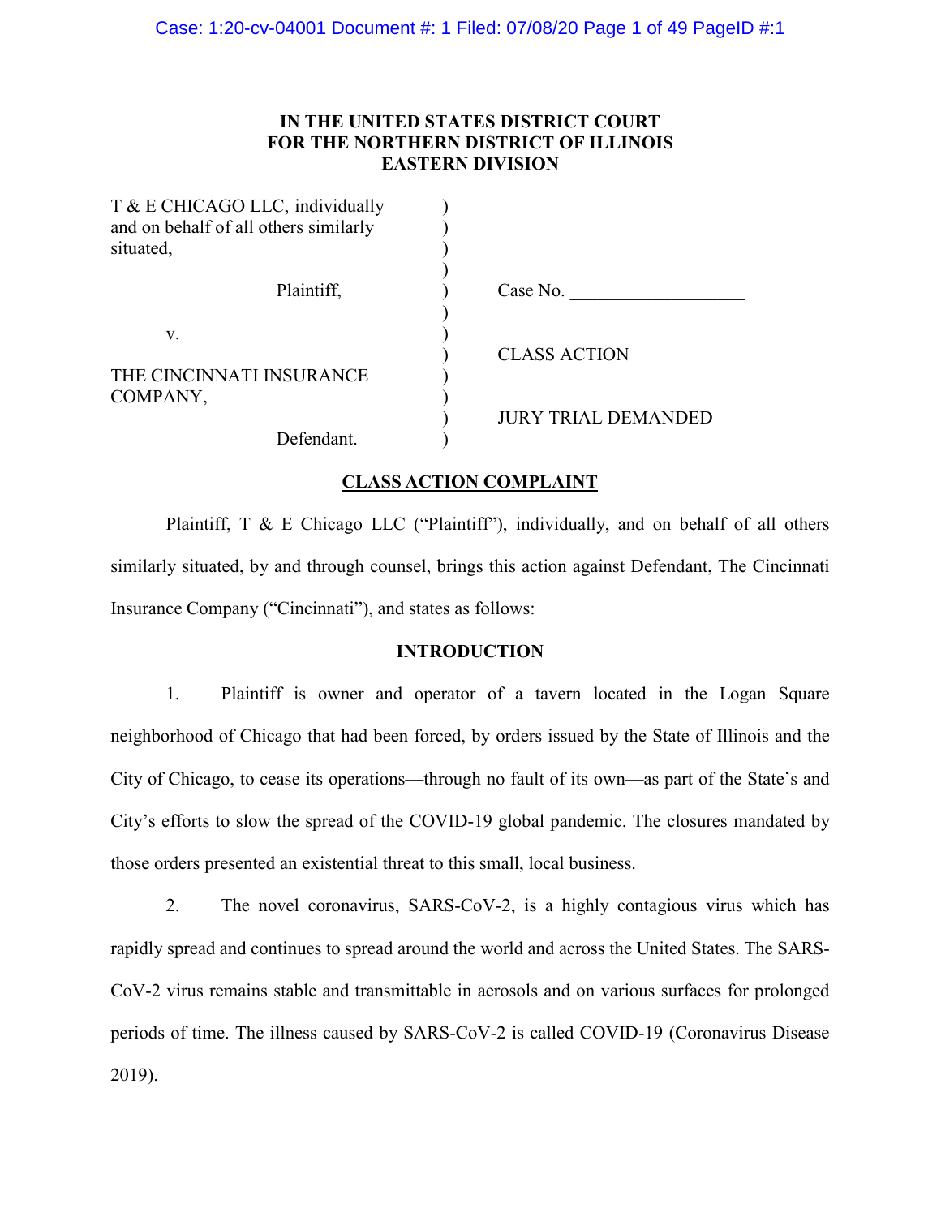# IN THE UNITED STATES DISTRICT COURT FOR THE NORTHERN DISTRICT OF ILLINOIS EASTERN DIVISION

| | | |
|---|---|---|
| T & E CHICAGO LLC, individually and on behalf of all others similarly situated, | ) | |
| Plaintiff, | ) | Case No. __________________ |
| v. | ) | |
| | ) | CLASS ACTION |
| THE CINCINNATI INSURANCE COMPANY, | ) | |
| | ) | JURY TRIAL DEMANDED |
| Defendant. | ) | |

## CLASS ACTION COMPLAINT

Plaintiff, T & E Chicago LLC ("Plaintiff"), individually, and on behalf of all others similarly situated, by and through counsel, brings this action against Defendant, The Cincinnati Insurance Company ("Cincinnati"), and states as follows:

## INTRODUCTION

1. Plaintiff is owner and operator of a tavern located in the Logan Square neighborhood of Chicago that had been forced, by orders issued by the State of Illinois and the City of Chicago, to cease its operations—through no fault of its own—as part of the State's and City's efforts to slow the spread of the COVID-19 global pandemic. The closures mandated by those orders presented an existential threat to this small, local business.

2. The novel coronavirus, SARS-CoV-2, is a highly contagious virus which has rapidly spread and continues to spread around the world and across the United States. The SARS-CoV-2 virus remains stable and transmittable in aerosols and on various surfaces for prolonged periods of time. The illness caused by SARS-CoV-2 is called COVID-19 (Coronavirus Disease 2019).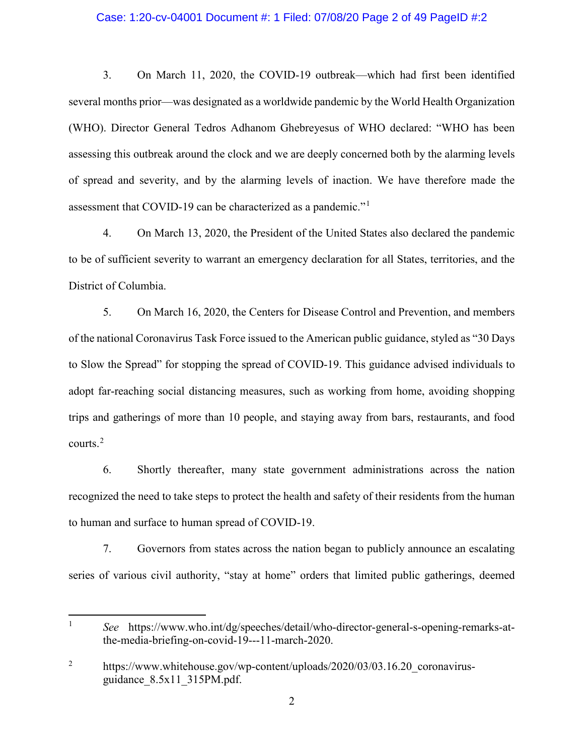3. On March 11, 2020, the COVID-19 outbreak—which had first been identified several months prior—was designated as a worldwide pandemic by the World Health Organization (WHO). Director General Tedros Adhanom Ghebreyesus of WHO declared: "WHO has been assessing this outbreak around the clock and we are deeply concerned both by the alarming levels of spread and severity, and by the alarming levels of inaction. We have therefore made the assessment that COVID-19 can be characterized as a pandemic."[1]

4. On March 13, 2020, the President of the United States also declared the pandemic to be of sufficient severity to warrant an emergency declaration for all States, territories, and the District of Columbia.

5. On March 16, 2020, the Centers for Disease Control and Prevention, and members of the national Coronavirus Task Force issued to the American public guidance, styled as "30 Days to Slow the Spread" for stopping the spread of COVID-19. This guidance advised individuals to adopt far-reaching social distancing measures, such as working from home, avoiding shopping trips and gatherings of more than 10 people, and staying away from bars, restaurants, and food courts.[2]

6. Shortly thereafter, many state government administrations across the nation recognized the need to take steps to protect the health and safety of their residents from the human to human and surface to human spread of COVID-19.

7. Governors from states across the nation began to publicly announce an escalating series of various civil authority, "stay at home" orders that limited public gatherings, deemed

---

[1] *See* https://www.who.int/dg/speeches/detail/who-director-general-s-opening-remarks-at-the-media-briefing-on-covid-19---11-march-2020.

[2] https://www.whitehouse.gov/wp-content/uploads/2020/03/03.16.20_coronavirus-guidance_8.5x11_315PM.pdf.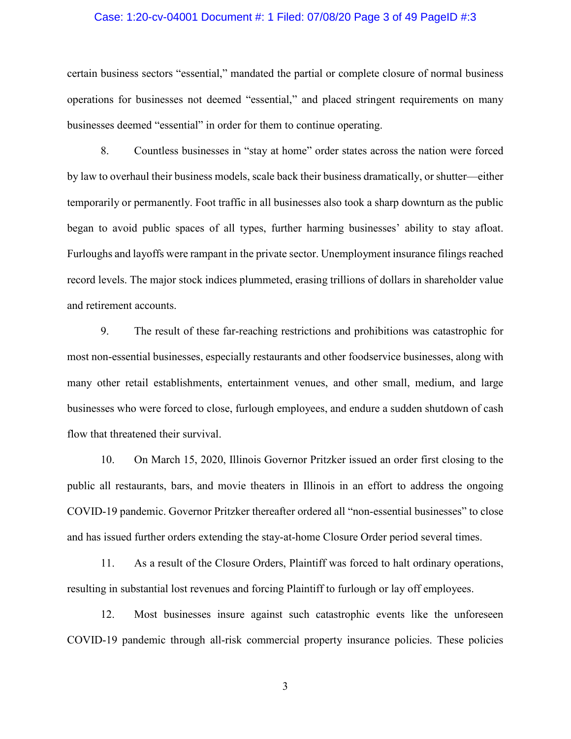certain business sectors "essential," mandated the partial or complete closure of normal business operations for businesses not deemed "essential," and placed stringent requirements on many businesses deemed "essential" in order for them to continue operating.

8. Countless businesses in "stay at home" order states across the nation were forced by law to overhaul their business models, scale back their business dramatically, or shutter—either temporarily or permanently. Foot traffic in all businesses also took a sharp downturn as the public began to avoid public spaces of all types, further harming businesses' ability to stay afloat. Furloughs and layoffs were rampant in the private sector. Unemployment insurance filings reached record levels. The major stock indices plummeted, erasing trillions of dollars in shareholder value and retirement accounts.

9. The result of these far-reaching restrictions and prohibitions was catastrophic for most non-essential businesses, especially restaurants and other foodservice businesses, along with many other retail establishments, entertainment venues, and other small, medium, and large businesses who were forced to close, furlough employees, and endure a sudden shutdown of cash flow that threatened their survival.

10. On March 15, 2020, Illinois Governor Pritzker issued an order first closing to the public all restaurants, bars, and movie theaters in Illinois in an effort to address the ongoing COVID-19 pandemic. Governor Pritzker thereafter ordered all "non-essential businesses" to close and has issued further orders extending the stay-at-home Closure Order period several times.

11. As a result of the Closure Orders, Plaintiff was forced to halt ordinary operations, resulting in substantial lost revenues and forcing Plaintiff to furlough or lay off employees.

12. Most businesses insure against such catastrophic events like the unforeseen COVID-19 pandemic through all-risk commercial property insurance policies. These policies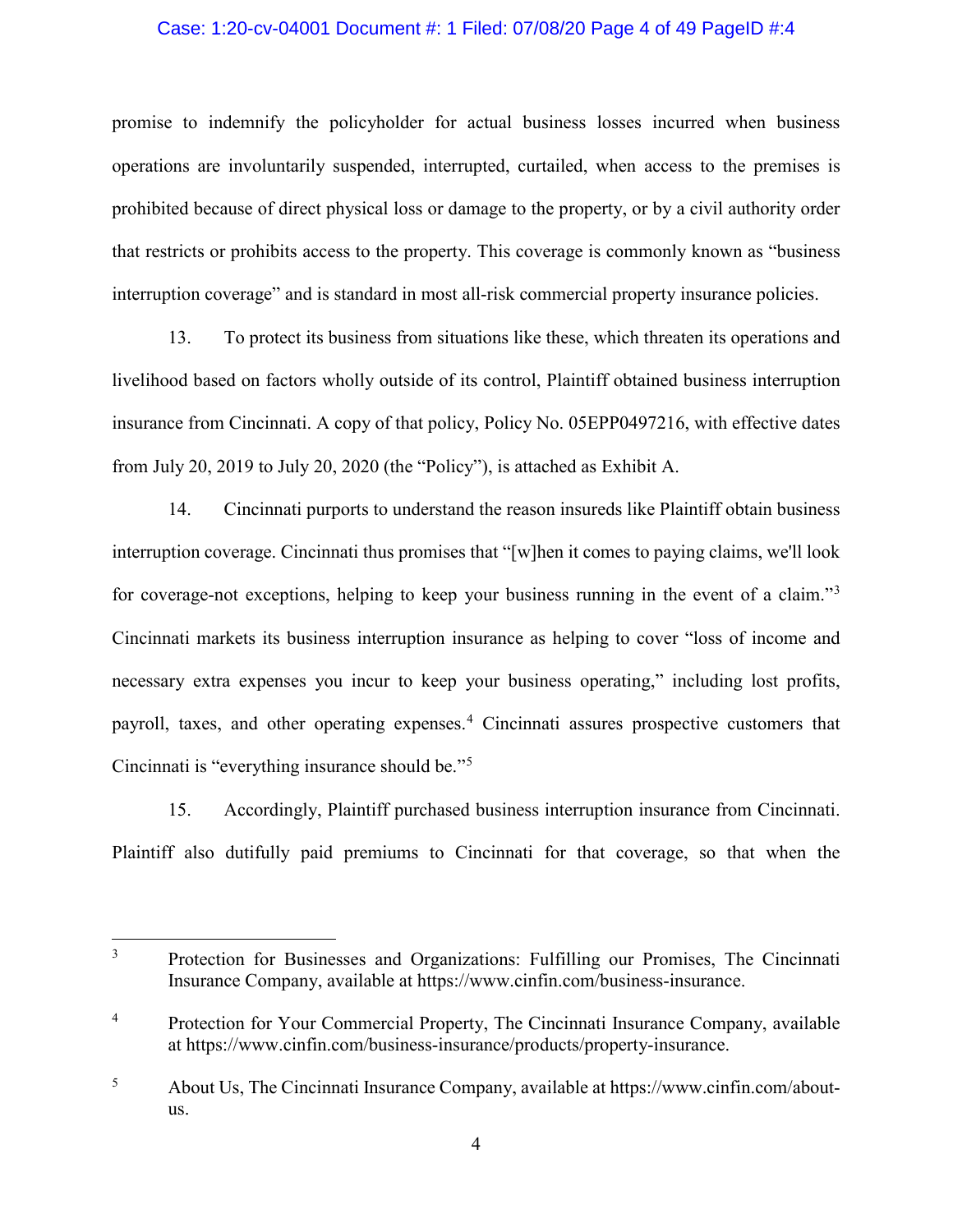promise to indemnify the policyholder for actual business losses incurred when business operations are involuntarily suspended, interrupted, curtailed, when access to the premises is prohibited because of direct physical loss or damage to the property, or by a civil authority order that restricts or prohibits access to the property. This coverage is commonly known as "business interruption coverage" and is standard in most all-risk commercial property insurance policies.

13. To protect its business from situations like these, which threaten its operations and livelihood based on factors wholly outside of its control, Plaintiff obtained business interruption insurance from Cincinnati. A copy of that policy, Policy No. 05EPP0497216, with effective dates from July 20, 2019 to July 20, 2020 (the "Policy"), is attached as Exhibit A.

14. Cincinnati purports to understand the reason insureds like Plaintiff obtain business interruption coverage. Cincinnati thus promises that "[w]hen it comes to paying claims, we'll look for coverage-not exceptions, helping to keep your business running in the event of a claim."[3] Cincinnati markets its business interruption insurance as helping to cover "loss of income and necessary extra expenses you incur to keep your business operating," including lost profits, payroll, taxes, and other operating expenses.[4] Cincinnati assures prospective customers that Cincinnati is "everything insurance should be."[5]

15. Accordingly, Plaintiff purchased business interruption insurance from Cincinnati. Plaintiff also dutifully paid premiums to Cincinnati for that coverage, so that when the

---

[3] Protection for Businesses and Organizations: Fulfilling our Promises, The Cincinnati Insurance Company, available at https://www.cinfin.com/business-insurance.

[4] Protection for Your Commercial Property, The Cincinnati Insurance Company, available at https://www.cinfin.com/business-insurance/products/property-insurance.

[5] About Us, The Cincinnati Insurance Company, available at https://www.cinfin.com/about-us.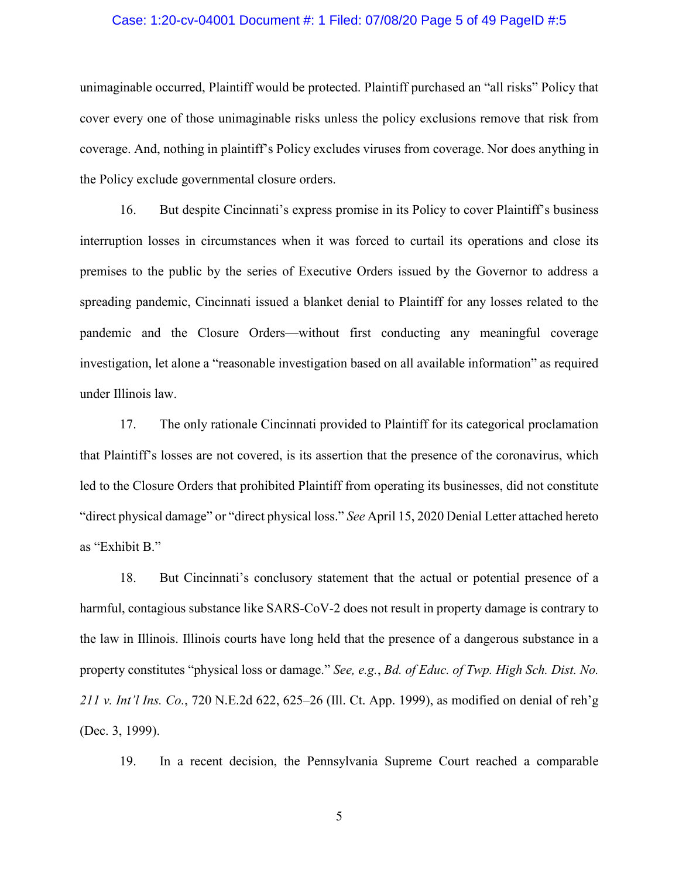unimaginable occurred, Plaintiff would be protected. Plaintiff purchased an "all risks" Policy that cover every one of those unimaginable risks unless the policy exclusions remove that risk from coverage. And, nothing in plaintiff's Policy excludes viruses from coverage. Nor does anything in the Policy exclude governmental closure orders.

16. But despite Cincinnati's express promise in its Policy to cover Plaintiff's business interruption losses in circumstances when it was forced to curtail its operations and close its premises to the public by the series of Executive Orders issued by the Governor to address a spreading pandemic, Cincinnati issued a blanket denial to Plaintiff for any losses related to the pandemic and the Closure Orders—without first conducting any meaningful coverage investigation, let alone a "reasonable investigation based on all available information" as required under Illinois law.

17. The only rationale Cincinnati provided to Plaintiff for its categorical proclamation that Plaintiff's losses are not covered, is its assertion that the presence of the coronavirus, which led to the Closure Orders that prohibited Plaintiff from operating its businesses, did not constitute "direct physical damage" or "direct physical loss." *See* April 15, 2020 Denial Letter attached hereto as "Exhibit B."

18. But Cincinnati's conclusory statement that the actual or potential presence of a harmful, contagious substance like SARS-CoV-2 does not result in property damage is contrary to the law in Illinois. Illinois courts have long held that the presence of a dangerous substance in a property constitutes "physical loss or damage." *See, e.g.*, *Bd. of Educ. of Twp. High Sch. Dist. No. 211 v. Int'l Ins. Co.*, 720 N.E.2d 622, 625–26 (Ill. Ct. App. 1999), as modified on denial of reh'g (Dec. 3, 1999).

19. In a recent decision, the Pennsylvania Supreme Court reached a comparable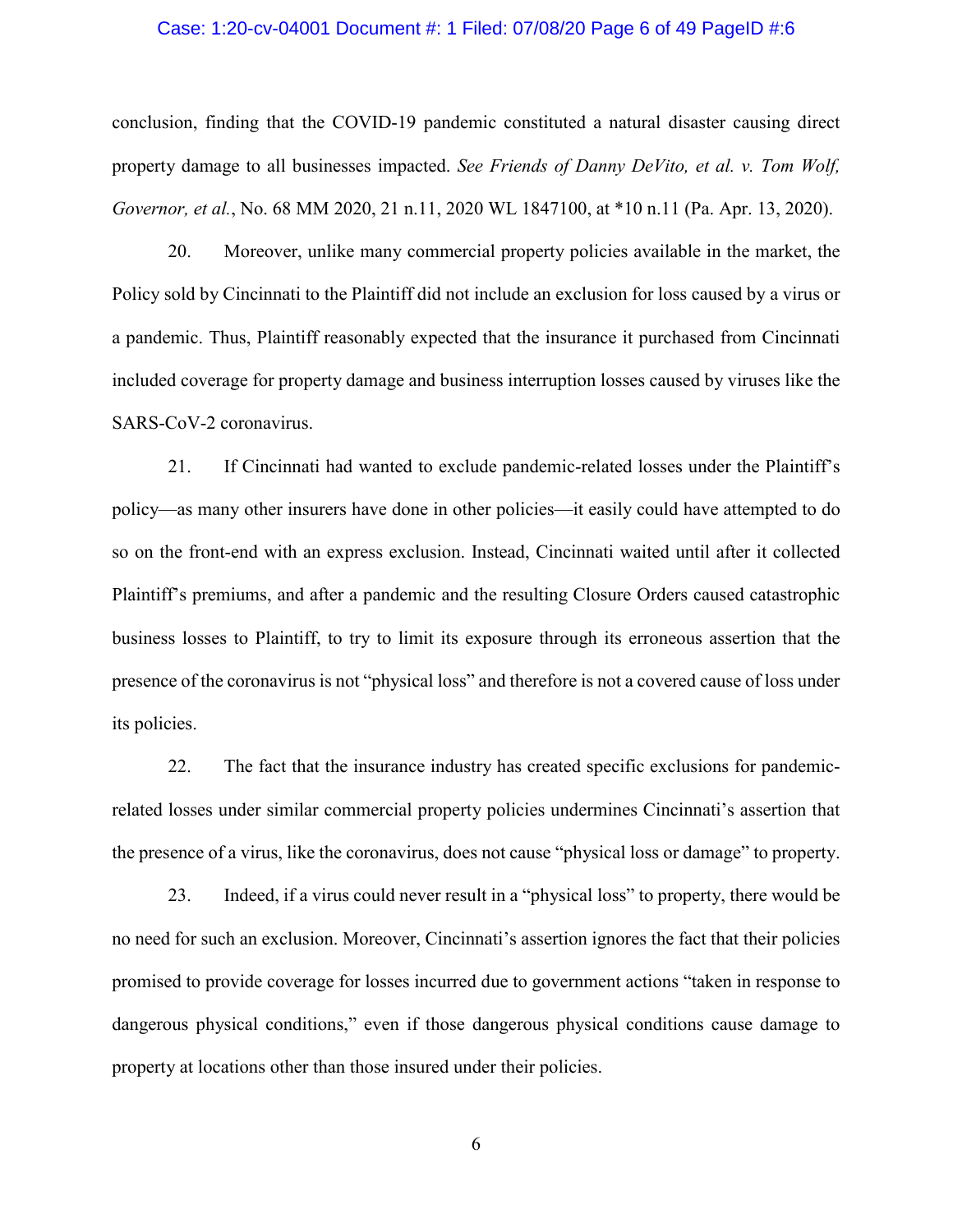conclusion, finding that the COVID-19 pandemic constituted a natural disaster causing direct property damage to all businesses impacted. *See Friends of Danny DeVito, et al. v. Tom Wolf, Governor, et al.*, No. 68 MM 2020, 21 n.11, 2020 WL 1847100, at *10 n.11 (Pa. Apr. 13, 2020).

20. Moreover, unlike many commercial property policies available in the market, the Policy sold by Cincinnati to the Plaintiff did not include an exclusion for loss caused by a virus or a pandemic. Thus, Plaintiff reasonably expected that the insurance it purchased from Cincinnati included coverage for property damage and business interruption losses caused by viruses like the SARS-CoV-2 coronavirus.

21. If Cincinnati had wanted to exclude pandemic-related losses under the Plaintiff's policy—as many other insurers have done in other policies—it easily could have attempted to do so on the front-end with an express exclusion. Instead, Cincinnati waited until after it collected Plaintiff's premiums, and after a pandemic and the resulting Closure Orders caused catastrophic business losses to Plaintiff, to try to limit its exposure through its erroneous assertion that the presence of the coronavirus is not "physical loss" and therefore is not a covered cause of loss under its policies.

22. The fact that the insurance industry has created specific exclusions for pandemic-related losses under similar commercial property policies undermines Cincinnati's assertion that the presence of a virus, like the coronavirus, does not cause "physical loss or damage" to property.

23. Indeed, if a virus could never result in a "physical loss" to property, there would be no need for such an exclusion. Moreover, Cincinnati's assertion ignores the fact that their policies promised to provide coverage for losses incurred due to government actions "taken in response to dangerous physical conditions," even if those dangerous physical conditions cause damage to property at locations other than those insured under their policies.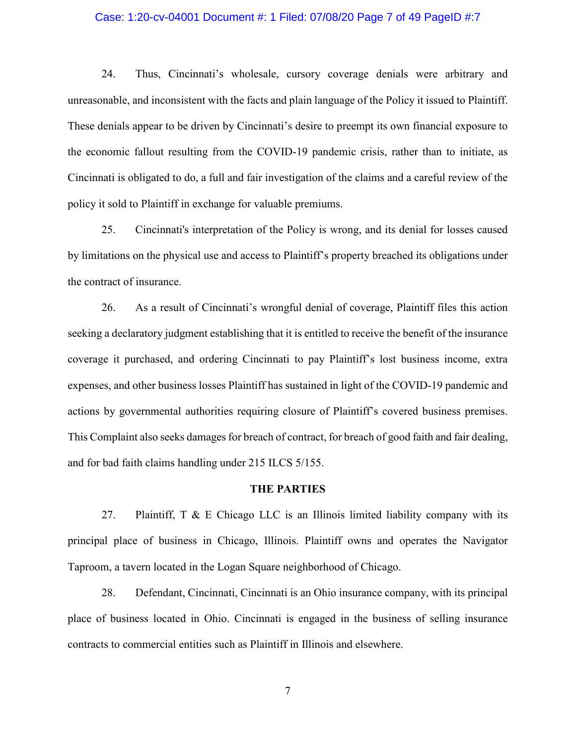24. Thus, Cincinnati's wholesale, cursory coverage denials were arbitrary and unreasonable, and inconsistent with the facts and plain language of the Policy it issued to Plaintiff. These denials appear to be driven by Cincinnati's desire to preempt its own financial exposure to the economic fallout resulting from the COVID-19 pandemic crisis, rather than to initiate, as Cincinnati is obligated to do, a full and fair investigation of the claims and a careful review of the policy it sold to Plaintiff in exchange for valuable premiums.

25. Cincinnati's interpretation of the Policy is wrong, and its denial for losses caused by limitations on the physical use and access to Plaintiff's property breached its obligations under the contract of insurance.

26. As a result of Cincinnati's wrongful denial of coverage, Plaintiff files this action seeking a declaratory judgment establishing that it is entitled to receive the benefit of the insurance coverage it purchased, and ordering Cincinnati to pay Plaintiff's lost business income, extra expenses, and other business losses Plaintiff has sustained in light of the COVID-19 pandemic and actions by governmental authorities requiring closure of Plaintiff's covered business premises. This Complaint also seeks damages for breach of contract, for breach of good faith and fair dealing, and for bad faith claims handling under 215 ILCS 5/155.

**THE PARTIES**

27. Plaintiff, T & E Chicago LLC is an Illinois limited liability company with its principal place of business in Chicago, Illinois. Plaintiff owns and operates the Navigator Taproom, a tavern located in the Logan Square neighborhood of Chicago.

28. Defendant, Cincinnati, Cincinnati is an Ohio insurance company, with its principal place of business located in Ohio. Cincinnati is engaged in the business of selling insurance contracts to commercial entities such as Plaintiff in Illinois and elsewhere.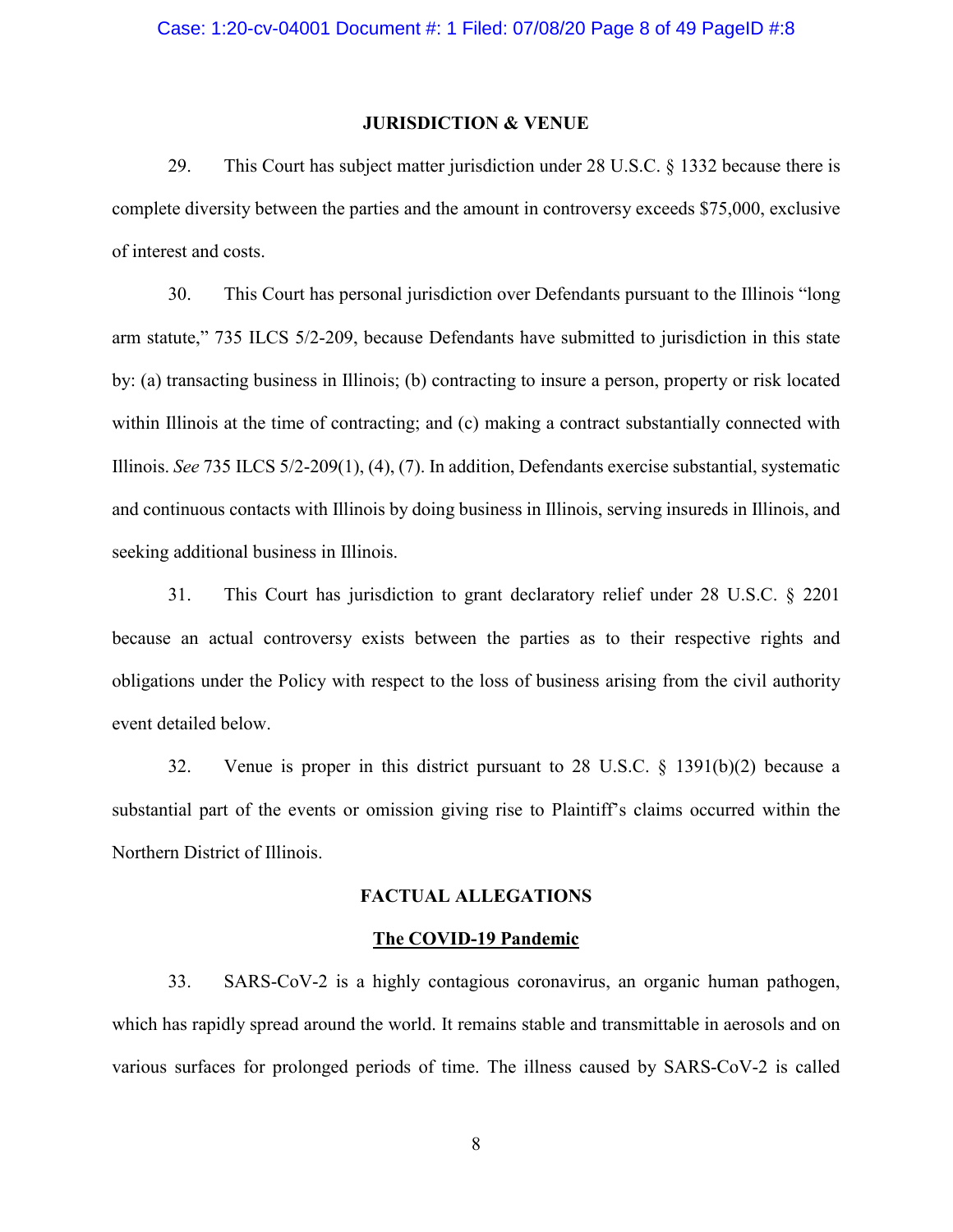## JURISDICTION & VENUE

29. This Court has subject matter jurisdiction under 28 U.S.C. § 1332 because there is complete diversity between the parties and the amount in controversy exceeds $75,000, exclusive of interest and costs.

30. This Court has personal jurisdiction over Defendants pursuant to the Illinois "long arm statute," 735 ILCS 5/2-209, because Defendants have submitted to jurisdiction in this state by: (a) transacting business in Illinois; (b) contracting to insure a person, property or risk located within Illinois at the time of contracting; and (c) making a contract substantially connected with Illinois. *See* 735 ILCS 5/2-209(1), (4), (7). In addition, Defendants exercise substantial, systematic and continuous contacts with Illinois by doing business in Illinois, serving insureds in Illinois, and seeking additional business in Illinois.

31. This Court has jurisdiction to grant declaratory relief under 28 U.S.C. § 2201 because an actual controversy exists between the parties as to their respective rights and obligations under the Policy with respect to the loss of business arising from the civil authority event detailed below.

32. Venue is proper in this district pursuant to 28 U.S.C. § 1391(b)(2) because a substantial part of the events or omission giving rise to Plaintiff's claims occurred within the Northern District of Illinois.

## FACTUAL ALLEGATIONS

### The COVID-19 Pandemic

33. SARS-CoV-2 is a highly contagious coronavirus, an organic human pathogen, which has rapidly spread around the world. It remains stable and transmittable in aerosols and on various surfaces for prolonged periods of time. The illness caused by SARS-CoV-2 is called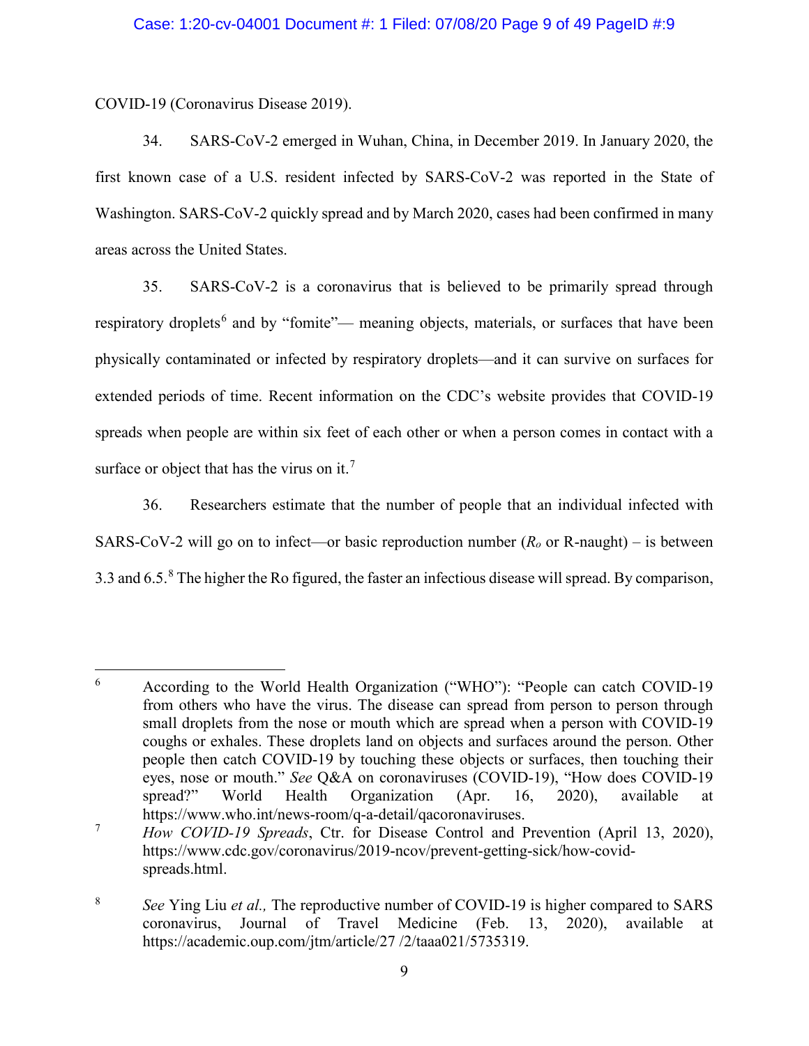COVID-19 (Coronavirus Disease 2019).

34. SARS-CoV-2 emerged in Wuhan, China, in December 2019. In January 2020, the first known case of a U.S. resident infected by SARS-CoV-2 was reported in the State of Washington. SARS-CoV-2 quickly spread and by March 2020, cases had been confirmed in many areas across the United States.

35. SARS-CoV-2 is a coronavirus that is believed to be primarily spread through respiratory droplets[6] and by "fomite"— meaning objects, materials, or surfaces that have been physically contaminated or infected by respiratory droplets—and it can survive on surfaces for extended periods of time. Recent information on the CDC's website provides that COVID-19 spreads when people are within six feet of each other or when a person comes in contact with a surface or object that has the virus on it.[7]

36. Researchers estimate that the number of people that an individual infected with SARS-CoV-2 will go on to infect—or basic reproduction number ($R_o$ or R-naught) – is between 3.3 and 6.5.[8] The higher the Ro figured, the faster an infectious disease will spread. By comparison,

---

[6] According to the World Health Organization ("WHO"): "People can catch COVID-19 from others who have the virus. The disease can spread from person to person through small droplets from the nose or mouth which are spread when a person with COVID-19 coughs or exhales. These droplets land on objects and surfaces around the person. Other people then catch COVID-19 by touching these objects or surfaces, then touching their eyes, nose or mouth." *See* Q&A on coronaviruses (COVID-19), "How does COVID-19 spread?" World Health Organization (Apr. 16, 2020), available at https://www.who.int/news-room/q-a-detail/qacoronaviruses.

[7] *How COVID-19 Spreads*, Ctr. for Disease Control and Prevention (April 13, 2020), https://www.cdc.gov/coronavirus/2019-ncov/prevent-getting-sick/how-covid-spreads.html.

[8] *See* Ying Liu *et al.,* The reproductive number of COVID-19 is higher compared to SARS coronavirus, Journal of Travel Medicine (Feb. 13, 2020), available at https://academic.oup.com/jtm/article/27 /2/taaa021/5735319.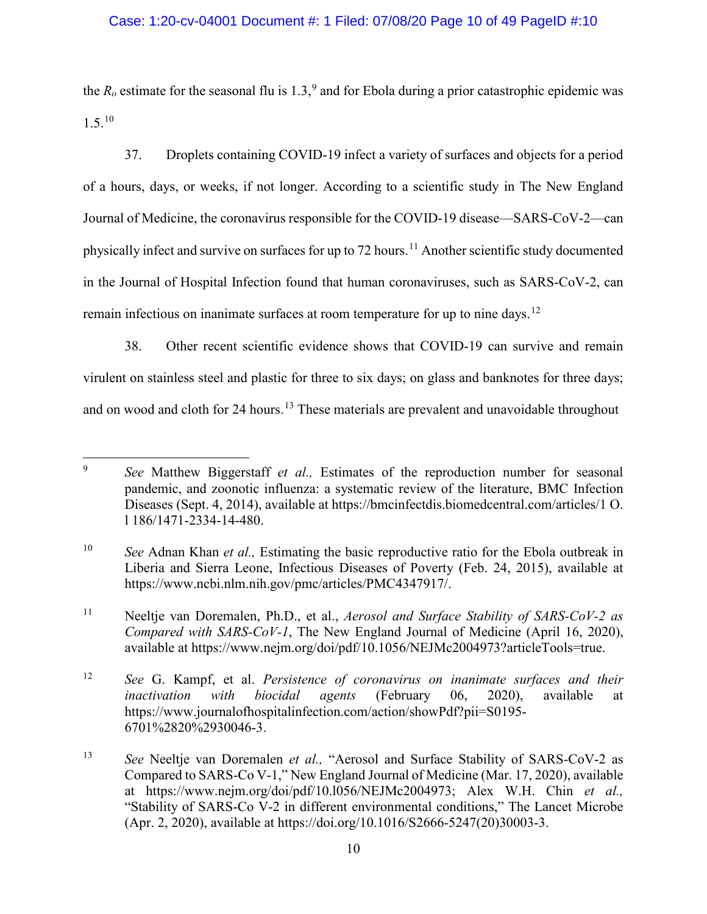the $R_o$ estimate for the seasonal flu is 1.3,[9] and for Ebola during a prior catastrophic epidemic was 1.5.[10]

37. Droplets containing COVID-19 infect a variety of surfaces and objects for a period of a hours, days, or weeks, if not longer. According to a scientific study in The New England Journal of Medicine, the coronavirus responsible for the COVID-19 disease—SARS-CoV-2—can physically infect and survive on surfaces for up to 72 hours.[11] Another scientific study documented in the Journal of Hospital Infection found that human coronaviruses, such as SARS-CoV-2, can remain infectious on inanimate surfaces at room temperature for up to nine days.[12]

38. Other recent scientific evidence shows that COVID-19 can survive and remain virulent on stainless steel and plastic for three to six days; on glass and banknotes for three days; and on wood and cloth for 24 hours.[13] These materials are prevalent and unavoidable throughout

---

[9] *See* Matthew Biggerstaff *et al.,* Estimates of the reproduction number for seasonal pandemic, and zoonotic influenza: a systematic review of the literature, BMC Infection Diseases (Sept. 4, 2014), available at https://bmcinfectdis.biomedcentral.com/articles/1 O. l 186/1471-2334-14-480.

[10] *See* Adnan Khan *et al.,* Estimating the basic reproductive ratio for the Ebola outbreak in Liberia and Sierra Leone, Infectious Diseases of Poverty (Feb. 24, 2015), available at https://www.ncbi.nlm.nih.gov/pmc/articles/PMC4347917/.

[11] Neeltje van Doremalen, Ph.D., et al., *Aerosol and Surface Stability of SARS-CoV-2 as Compared with SARS-CoV-1*, The New England Journal of Medicine (April 16, 2020), available at https://www.nejm.org/doi/pdf/10.1056/NEJMc2004973?articleTools=true.

[12] *See* G. Kampf, et al. *Persistence of coronavirus on inanimate surfaces and their inactivation with biocidal agents* (February 06, 2020), available at https://www.journalofhospitalinfection.com/action/showPdf?pii=S0195-6701%2820%2930046-3.

[13] *See* Neeltje van Doremalen *et al.,* "Aerosol and Surface Stability of SARS-CoV-2 as Compared to SARS-Co V-1," New England Journal of Medicine (Mar. 17, 2020), available at https://www.nejm.org/doi/pdf/10.l056/NEJMc2004973; Alex W.H. Chin *et al.,* "Stability of SARS-Co V-2 in different environmental conditions," The Lancet Microbe (Apr. 2, 2020), available at https://doi.org/10.1016/S2666-5247(20)30003-3.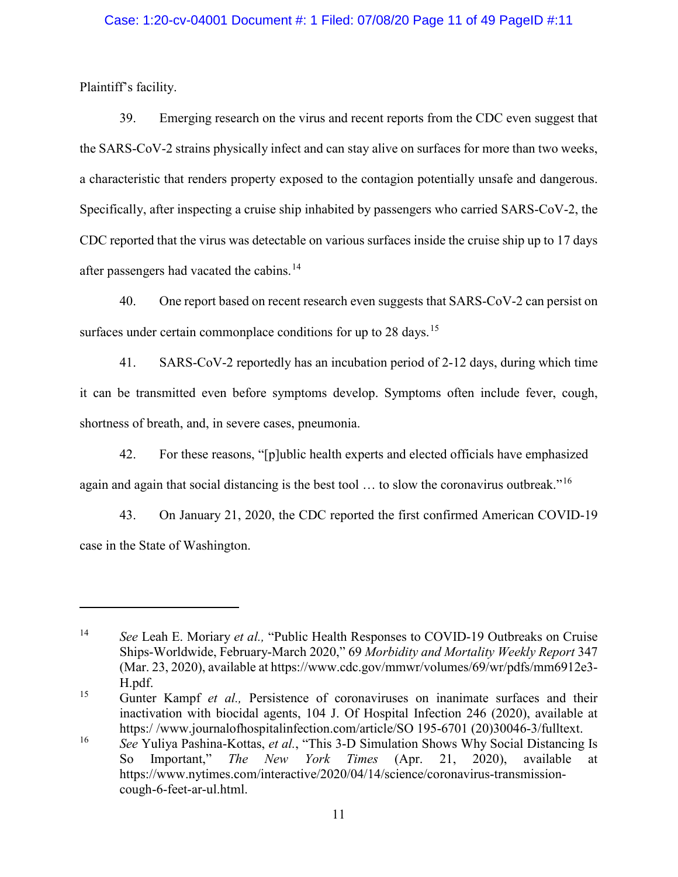Plaintiff's facility.

39. Emerging research on the virus and recent reports from the CDC even suggest that the SARS-CoV-2 strains physically infect and can stay alive on surfaces for more than two weeks, a characteristic that renders property exposed to the contagion potentially unsafe and dangerous. Specifically, after inspecting a cruise ship inhabited by passengers who carried SARS-CoV-2, the CDC reported that the virus was detectable on various surfaces inside the cruise ship up to 17 days after passengers had vacated the cabins.[14]

40. One report based on recent research even suggests that SARS-CoV-2 can persist on surfaces under certain commonplace conditions for up to 28 days.[15]

41. SARS-CoV-2 reportedly has an incubation period of 2-12 days, during which time it can be transmitted even before symptoms develop. Symptoms often include fever, cough, shortness of breath, and, in severe cases, pneumonia.

42. For these reasons, "[p]ublic health experts and elected officials have emphasized again and again that social distancing is the best tool … to slow the coronavirus outbreak."[16]

43. On January 21, 2020, the CDC reported the first confirmed American COVID-19 case in the State of Washington.

---

[14] *See* Leah E. Moriary *et al.,* "Public Health Responses to COVID-19 Outbreaks on Cruise Ships-Worldwide, February-March 2020," 69 *Morbidity and Mortality Weekly Report* 347 (Mar. 23, 2020), available at https://www.cdc.gov/mmwr/volumes/69/wr/pdfs/mm6912e3-H.pdf.

[15] Gunter Kampf *et al.,* Persistence of coronaviruses on inanimate surfaces and their inactivation with biocidal agents, 104 J. Of Hospital Infection 246 (2020), available at https:/ /www.journalofhospitalinfection.com/article/SO 195-6701 (20)30046-3/fulltext.

[16] *See* Yuliya Pashina-Kottas, *et al.*, "This 3-D Simulation Shows Why Social Distancing Is So Important," *The New York Times* (Apr. 21, 2020), available at https://www.nytimes.com/interactive/2020/04/14/science/coronavirus-transmission-cough-6-feet-ar-ul.html.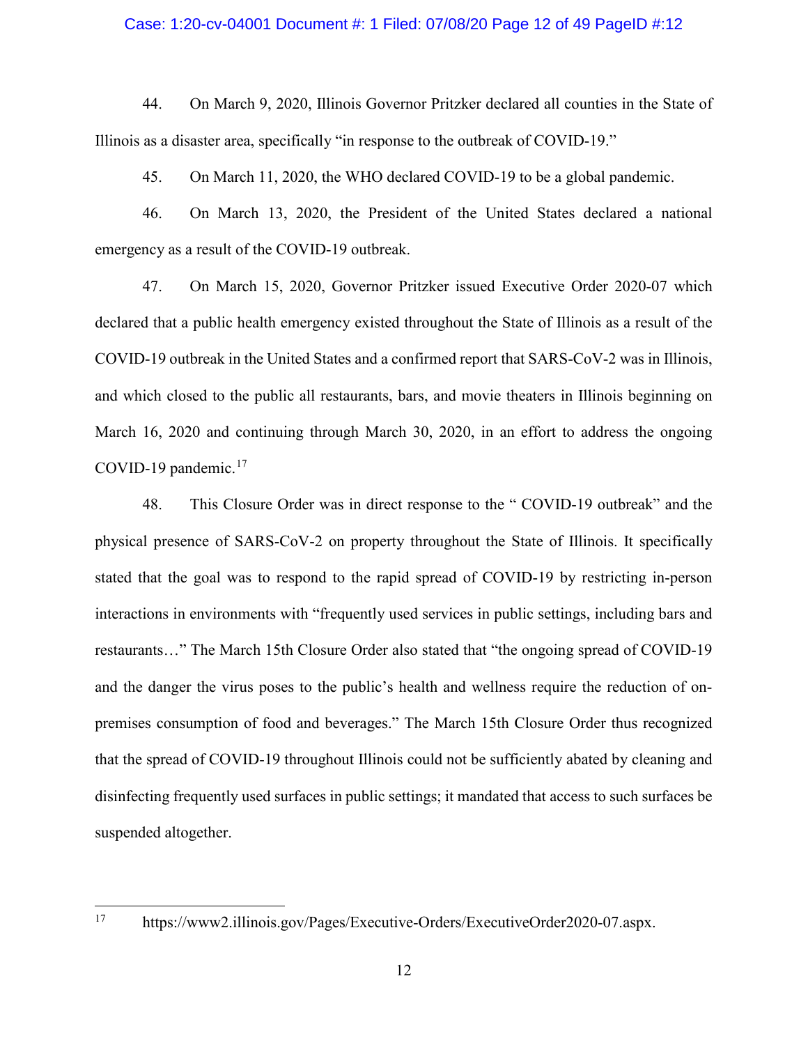44. On March 9, 2020, Illinois Governor Pritzker declared all counties in the State of Illinois as a disaster area, specifically "in response to the outbreak of COVID-19."

45. On March 11, 2020, the WHO declared COVID-19 to be a global pandemic.

46. On March 13, 2020, the President of the United States declared a national emergency as a result of the COVID-19 outbreak.

47. On March 15, 2020, Governor Pritzker issued Executive Order 2020-07 which declared that a public health emergency existed throughout the State of Illinois as a result of the COVID-19 outbreak in the United States and a confirmed report that SARS-CoV-2 was in Illinois, and which closed to the public all restaurants, bars, and movie theaters in Illinois beginning on March 16, 2020 and continuing through March 30, 2020, in an effort to address the ongoing COVID-19 pandemic.[17]

48. This Closure Order was in direct response to the " COVID-19 outbreak" and the physical presence of SARS-CoV-2 on property throughout the State of Illinois. It specifically stated that the goal was to respond to the rapid spread of COVID-19 by restricting in-person interactions in environments with "frequently used services in public settings, including bars and restaurants…" The March 15th Closure Order also stated that "the ongoing spread of COVID-19 and the danger the virus poses to the public's health and wellness require the reduction of on-premises consumption of food and beverages." The March 15th Closure Order thus recognized that the spread of COVID-19 throughout Illinois could not be sufficiently abated by cleaning and disinfecting frequently used surfaces in public settings; it mandated that access to such surfaces be suspended altogether.

---

[17] https://www2.illinois.gov/Pages/Executive-Orders/ExecutiveOrder2020-07.aspx.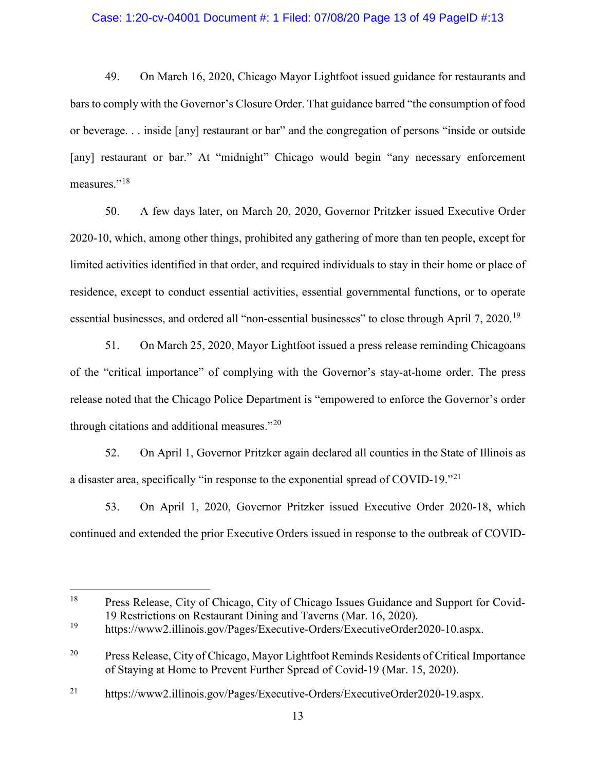49. On March 16, 2020, Chicago Mayor Lightfoot issued guidance for restaurants and bars to comply with the Governor's Closure Order. That guidance barred "the consumption of food or beverage. . . inside [any] restaurant or bar" and the congregation of persons "inside or outside [any] restaurant or bar." At "midnight" Chicago would begin "any necessary enforcement measures."[18]

50. A few days later, on March 20, 2020, Governor Pritzker issued Executive Order 2020-10, which, among other things, prohibited any gathering of more than ten people, except for limited activities identified in that order, and required individuals to stay in their home or place of residence, except to conduct essential activities, essential governmental functions, or to operate essential businesses, and ordered all "non-essential businesses" to close through April 7, 2020.[19]

51. On March 25, 2020, Mayor Lightfoot issued a press release reminding Chicagoans of the "critical importance" of complying with the Governor's stay-at-home order. The press release noted that the Chicago Police Department is "empowered to enforce the Governor's order through citations and additional measures."[20]

52. On April 1, Governor Pritzker again declared all counties in the State of Illinois as a disaster area, specifically "in response to the exponential spread of COVID-19."[21]

53. On April 1, 2020, Governor Pritzker issued Executive Order 2020-18, which continued and extended the prior Executive Orders issued in response to the outbreak of COVID-

---

[18] Press Release, City of Chicago, City of Chicago Issues Guidance and Support for Covid-19 Restrictions on Restaurant Dining and Taverns (Mar. 16, 2020).

[19] https://www2.illinois.gov/Pages/Executive-Orders/ExecutiveOrder2020-10.aspx.

[20] Press Release, City of Chicago, Mayor Lightfoot Reminds Residents of Critical Importance of Staying at Home to Prevent Further Spread of Covid-19 (Mar. 15, 2020).

[21] https://www2.illinois.gov/Pages/Executive-Orders/ExecutiveOrder2020-19.aspx.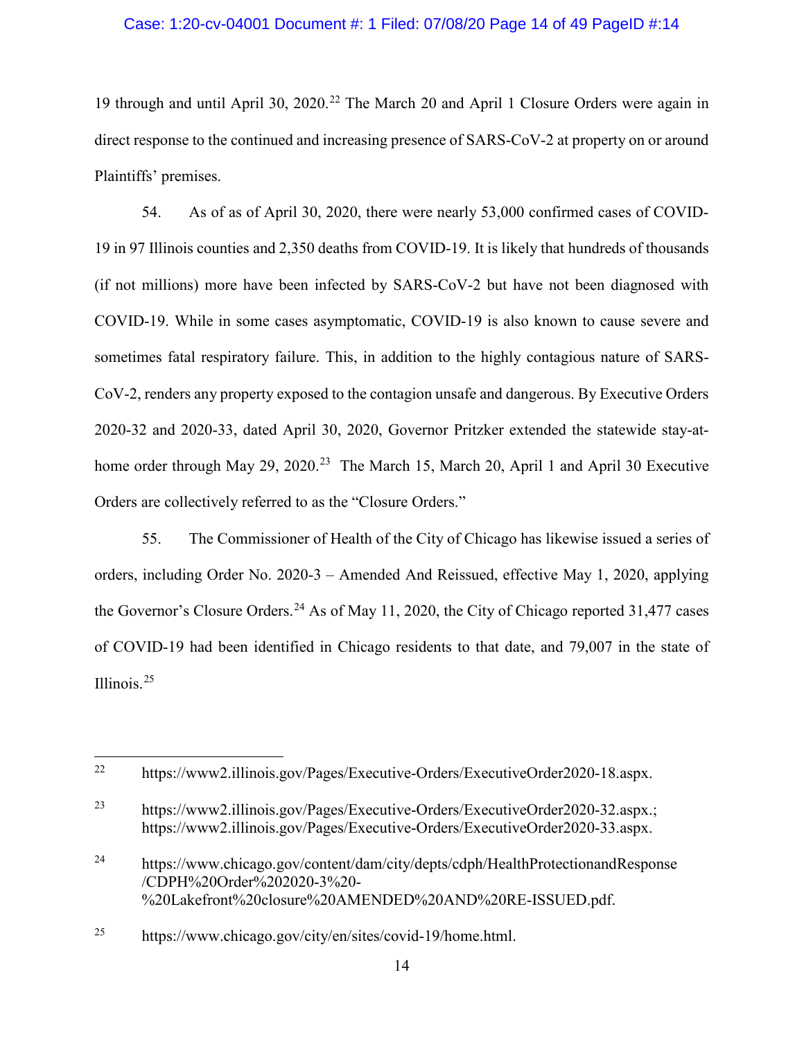19 through and until April 30, 2020.[22] The March 20 and April 1 Closure Orders were again in direct response to the continued and increasing presence of SARS-CoV-2 at property on or around Plaintiffs' premises.

54. As of as of April 30, 2020, there were nearly 53,000 confirmed cases of COVID-19 in 97 Illinois counties and 2,350 deaths from COVID-19. It is likely that hundreds of thousands (if not millions) more have been infected by SARS-CoV-2 but have not been diagnosed with COVID-19. While in some cases asymptomatic, COVID-19 is also known to cause severe and sometimes fatal respiratory failure. This, in addition to the highly contagious nature of SARS-CoV-2, renders any property exposed to the contagion unsafe and dangerous. By Executive Orders 2020-32 and 2020-33, dated April 30, 2020, Governor Pritzker extended the statewide stay-at-home order through May 29, 2020.[23] The March 15, March 20, April 1 and April 30 Executive Orders are collectively referred to as the "Closure Orders."

55. The Commissioner of Health of the City of Chicago has likewise issued a series of orders, including Order No. 2020-3 – Amended And Reissued, effective May 1, 2020, applying the Governor's Closure Orders.[24] As of May 11, 2020, the City of Chicago reported 31,477 cases of COVID-19 had been identified in Chicago residents to that date, and 79,007 in the state of Illinois.[25]

---

[22] https://www2.illinois.gov/Pages/Executive-Orders/ExecutiveOrder2020-18.aspx.

[23] https://www2.illinois.gov/Pages/Executive-Orders/ExecutiveOrder2020-32.aspx.; https://www2.illinois.gov/Pages/Executive-Orders/ExecutiveOrder2020-33.aspx.

[24] https://www.chicago.gov/content/dam/city/depts/cdph/HealthProtectionandResponse/CDPH%20Order%202020-3%20-%20Lakefront%20closure%20AMENDED%20AND%20RE-ISSUED.pdf.

[25] https://www.chicago.gov/city/en/sites/covid-19/home.html.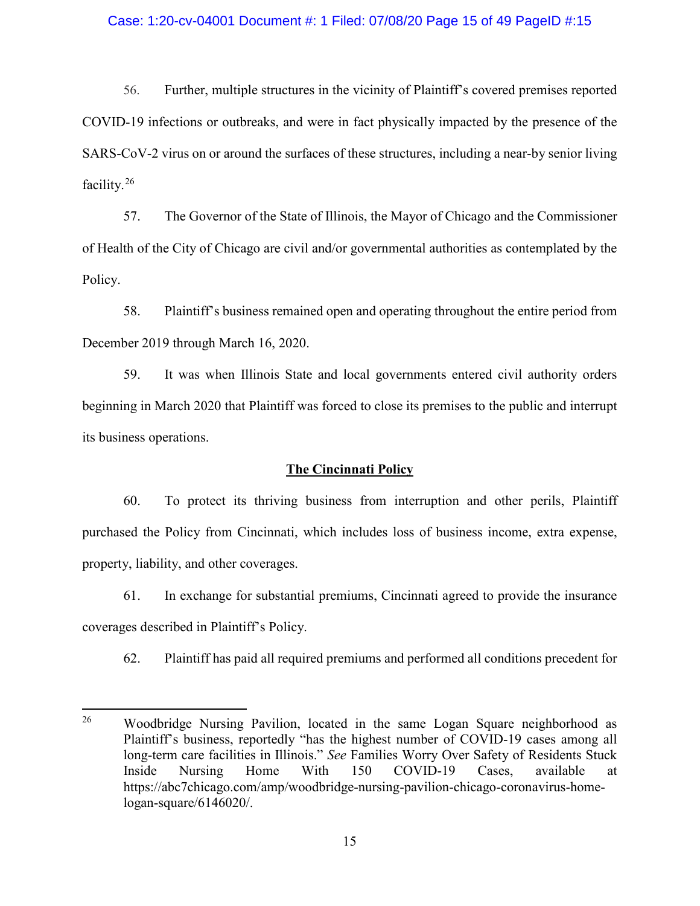56. Further, multiple structures in the vicinity of Plaintiff's covered premises reported COVID-19 infections or outbreaks, and were in fact physically impacted by the presence of the SARS-CoV-2 virus on or around the surfaces of these structures, including a near-by senior living facility.[26]

57. The Governor of the State of Illinois, the Mayor of Chicago and the Commissioner of Health of the City of Chicago are civil and/or governmental authorities as contemplated by the Policy.

58. Plaintiff's business remained open and operating throughout the entire period from December 2019 through March 16, 2020.

59. It was when Illinois State and local governments entered civil authority orders beginning in March 2020 that Plaintiff was forced to close its premises to the public and interrupt its business operations.

**The Cincinnati Policy**

60. To protect its thriving business from interruption and other perils, Plaintiff purchased the Policy from Cincinnati, which includes loss of business income, extra expense, property, liability, and other coverages.

61. In exchange for substantial premiums, Cincinnati agreed to provide the insurance coverages described in Plaintiff's Policy.

62. Plaintiff has paid all required premiums and performed all conditions precedent for

---

[26] Woodbridge Nursing Pavilion, located in the same Logan Square neighborhood as Plaintiff's business, reportedly "has the highest number of COVID-19 cases among all long-term care facilities in Illinois." *See* Families Worry Over Safety of Residents Stuck Inside Nursing Home With 150 COVID-19 Cases, available at https://abc7chicago.com/amp/woodbridge-nursing-pavilion-chicago-coronavirus-home-logan-square/6146020/.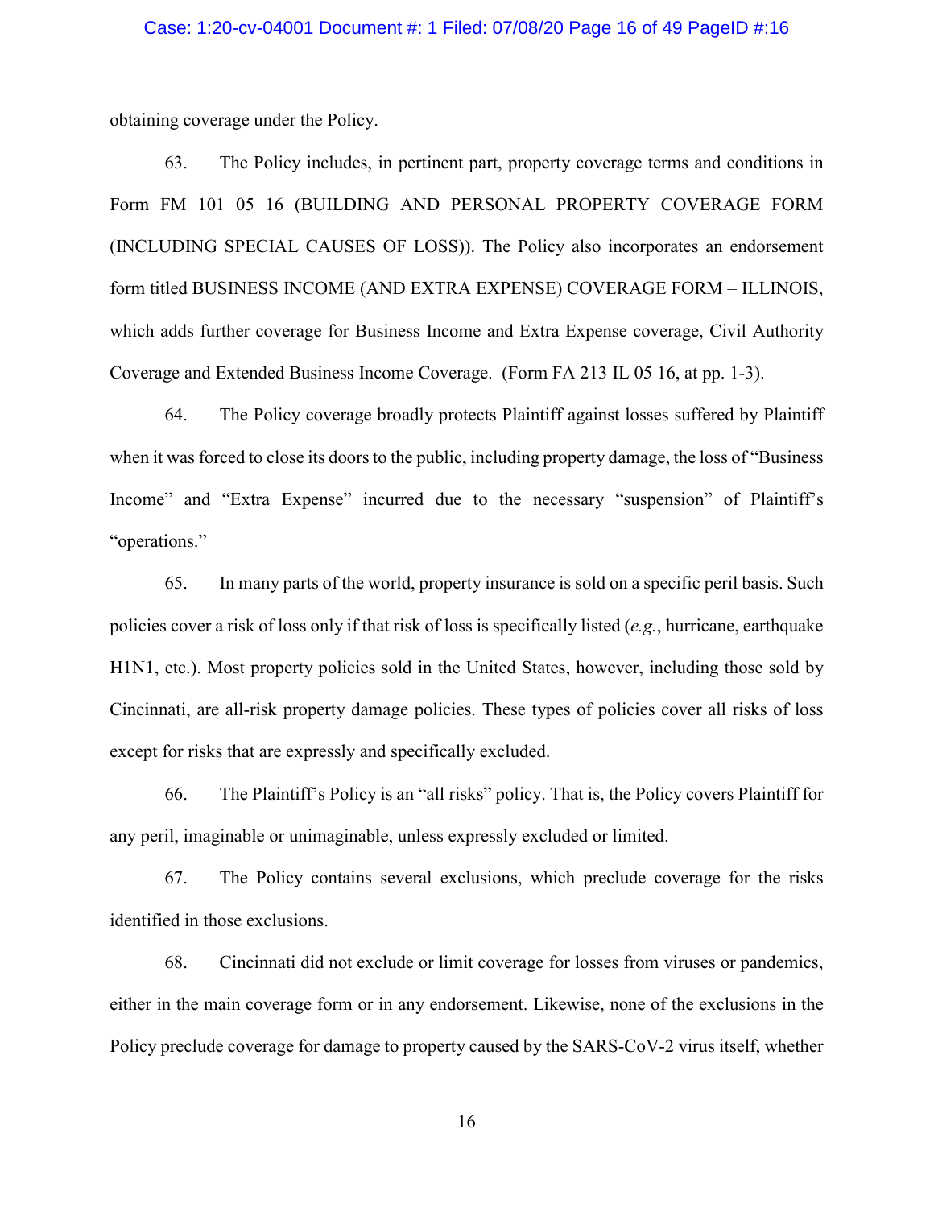obtaining coverage under the Policy.

63. The Policy includes, in pertinent part, property coverage terms and conditions in Form FM 101 05 16 (BUILDING AND PERSONAL PROPERTY COVERAGE FORM (INCLUDING SPECIAL CAUSES OF LOSS)). The Policy also incorporates an endorsement form titled BUSINESS INCOME (AND EXTRA EXPENSE) COVERAGE FORM – ILLINOIS, which adds further coverage for Business Income and Extra Expense coverage, Civil Authority Coverage and Extended Business Income Coverage. (Form FA 213 IL 05 16, at pp. 1-3).

64. The Policy coverage broadly protects Plaintiff against losses suffered by Plaintiff when it was forced to close its doors to the public, including property damage, the loss of "Business Income" and "Extra Expense" incurred due to the necessary "suspension" of Plaintiff's "operations."

65. In many parts of the world, property insurance is sold on a specific peril basis. Such policies cover a risk of loss only if that risk of loss is specifically listed (*e.g.*, hurricane, earthquake H1N1, etc.). Most property policies sold in the United States, however, including those sold by Cincinnati, are all-risk property damage policies. These types of policies cover all risks of loss except for risks that are expressly and specifically excluded.

66. The Plaintiff's Policy is an "all risks" policy. That is, the Policy covers Plaintiff for any peril, imaginable or unimaginable, unless expressly excluded or limited.

67. The Policy contains several exclusions, which preclude coverage for the risks identified in those exclusions.

68. Cincinnati did not exclude or limit coverage for losses from viruses or pandemics, either in the main coverage form or in any endorsement. Likewise, none of the exclusions in the Policy preclude coverage for damage to property caused by the SARS-CoV-2 virus itself, whether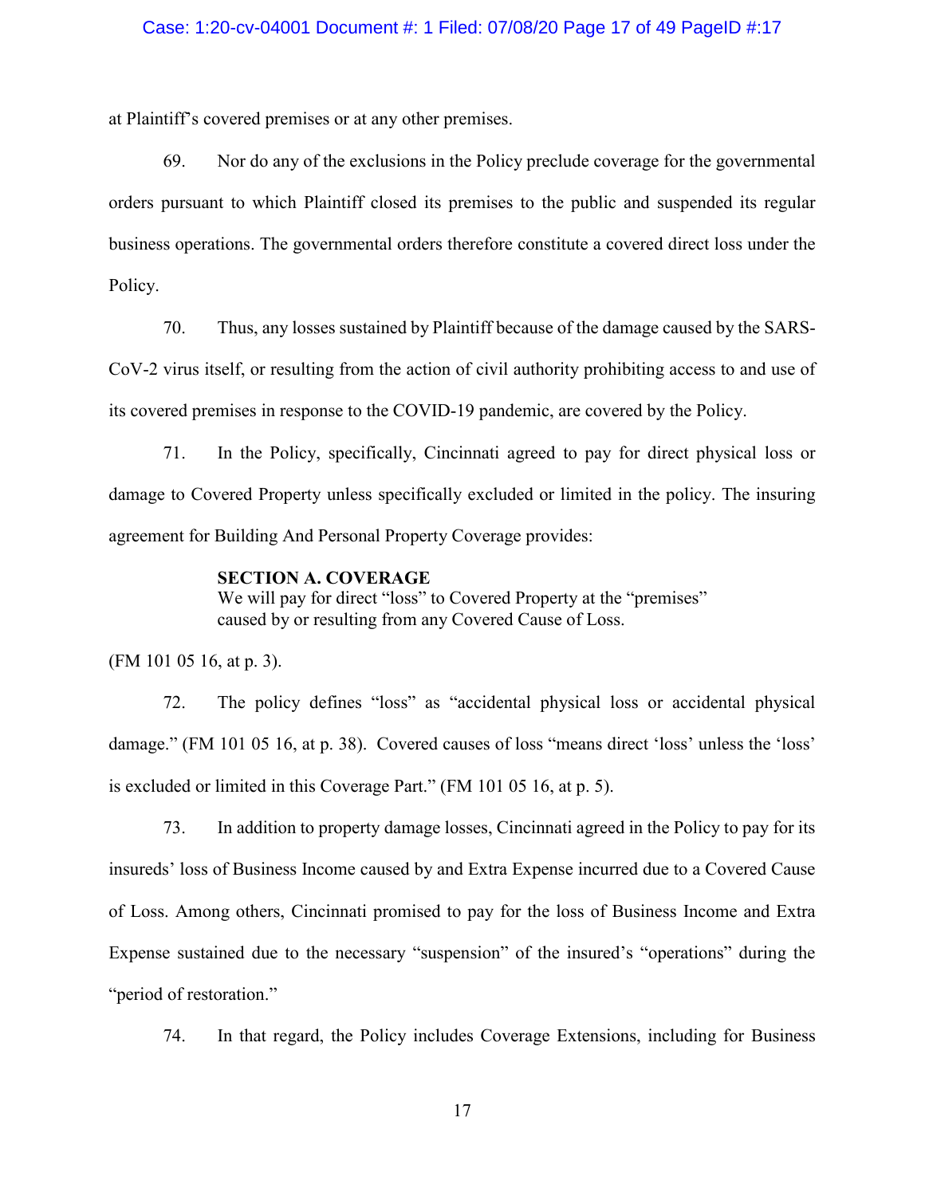at Plaintiff's covered premises or at any other premises.

69. Nor do any of the exclusions in the Policy preclude coverage for the governmental orders pursuant to which Plaintiff closed its premises to the public and suspended its regular business operations. The governmental orders therefore constitute a covered direct loss under the Policy.

70. Thus, any losses sustained by Plaintiff because of the damage caused by the SARS-CoV-2 virus itself, or resulting from the action of civil authority prohibiting access to and use of its covered premises in response to the COVID-19 pandemic, are covered by the Policy.

71. In the Policy, specifically, Cincinnati agreed to pay for direct physical loss or damage to Covered Property unless specifically excluded or limited in the policy. The insuring agreement for Building And Personal Property Coverage provides:

> **SECTION A. COVERAGE**
> We will pay for direct "loss" to Covered Property at the "premises" caused by or resulting from any Covered Cause of Loss.

(FM 101 05 16, at p. 3).

72. The policy defines "loss" as "accidental physical loss or accidental physical damage." (FM 101 05 16, at p. 38). Covered causes of loss "means direct 'loss' unless the 'loss' is excluded or limited in this Coverage Part." (FM 101 05 16, at p. 5).

73. In addition to property damage losses, Cincinnati agreed in the Policy to pay for its insureds' loss of Business Income caused by and Extra Expense incurred due to a Covered Cause of Loss. Among others, Cincinnati promised to pay for the loss of Business Income and Extra Expense sustained due to the necessary "suspension" of the insured's "operations" during the "period of restoration."

74. In that regard, the Policy includes Coverage Extensions, including for Business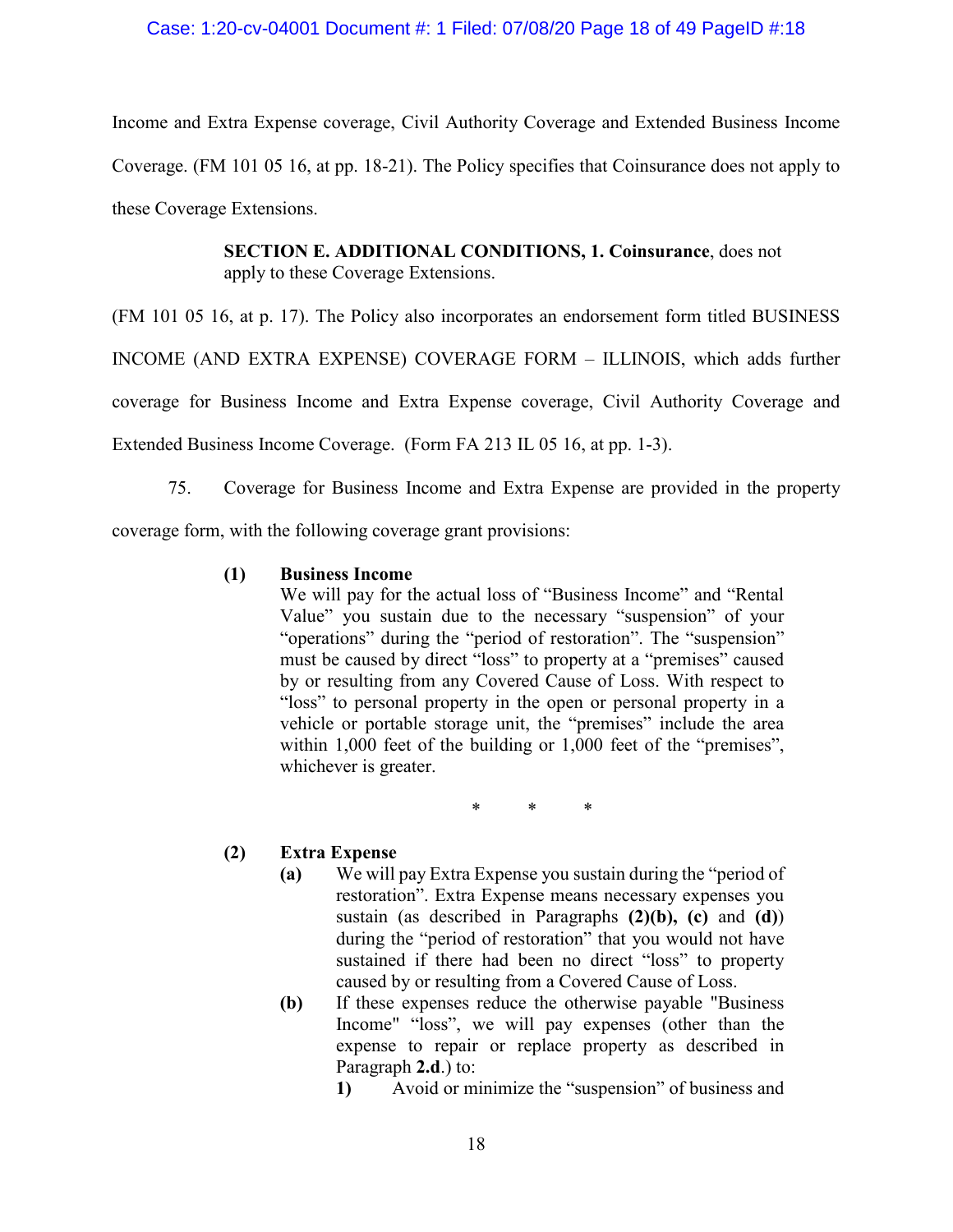Income and Extra Expense coverage, Civil Authority Coverage and Extended Business Income Coverage. (FM 101 05 16, at pp. 18-21). The Policy specifies that Coinsurance does not apply to these Coverage Extensions.

> **SECTION E. ADDITIONAL CONDITIONS, 1. Coinsurance**, does not apply to these Coverage Extensions.

(FM 101 05 16, at p. 17). The Policy also incorporates an endorsement form titled BUSINESS INCOME (AND EXTRA EXPENSE) COVERAGE FORM – ILLINOIS, which adds further coverage for Business Income and Extra Expense coverage, Civil Authority Coverage and Extended Business Income Coverage. (Form FA 213 IL 05 16, at pp. 1-3).

75. Coverage for Business Income and Extra Expense are provided in the property coverage form, with the following coverage grant provisions:

> **(1) Business Income**
> We will pay for the actual loss of "Business Income" and "Rental Value" you sustain due to the necessary "suspension" of your "operations" during the "period of restoration". The "suspension" must be caused by direct "loss" to property at a "premises" caused by or resulting from any Covered Cause of Loss. With respect to "loss" to personal property in the open or personal property in a vehicle or portable storage unit, the "premises" include the area within 1,000 feet of the building or 1,000 feet of the "premises", whichever is greater.
>
> \* \* \*
>
> **(2) Extra Expense**
>
> **(a)** We will pay Extra Expense you sustain during the "period of restoration". Extra Expense means necessary expenses you sustain (as described in Paragraphs **(2)(b), (c)** and **(d)**) during the "period of restoration" that you would not have sustained if there had been no direct "loss" to property caused by or resulting from a Covered Cause of Loss.
>
> **(b)** If these expenses reduce the otherwise payable "Business Income" "loss", we will pay expenses (other than the expense to repair or replace property as described in Paragraph **2.d.**) to:
>
> **1)** Avoid or minimize the "suspension" of business and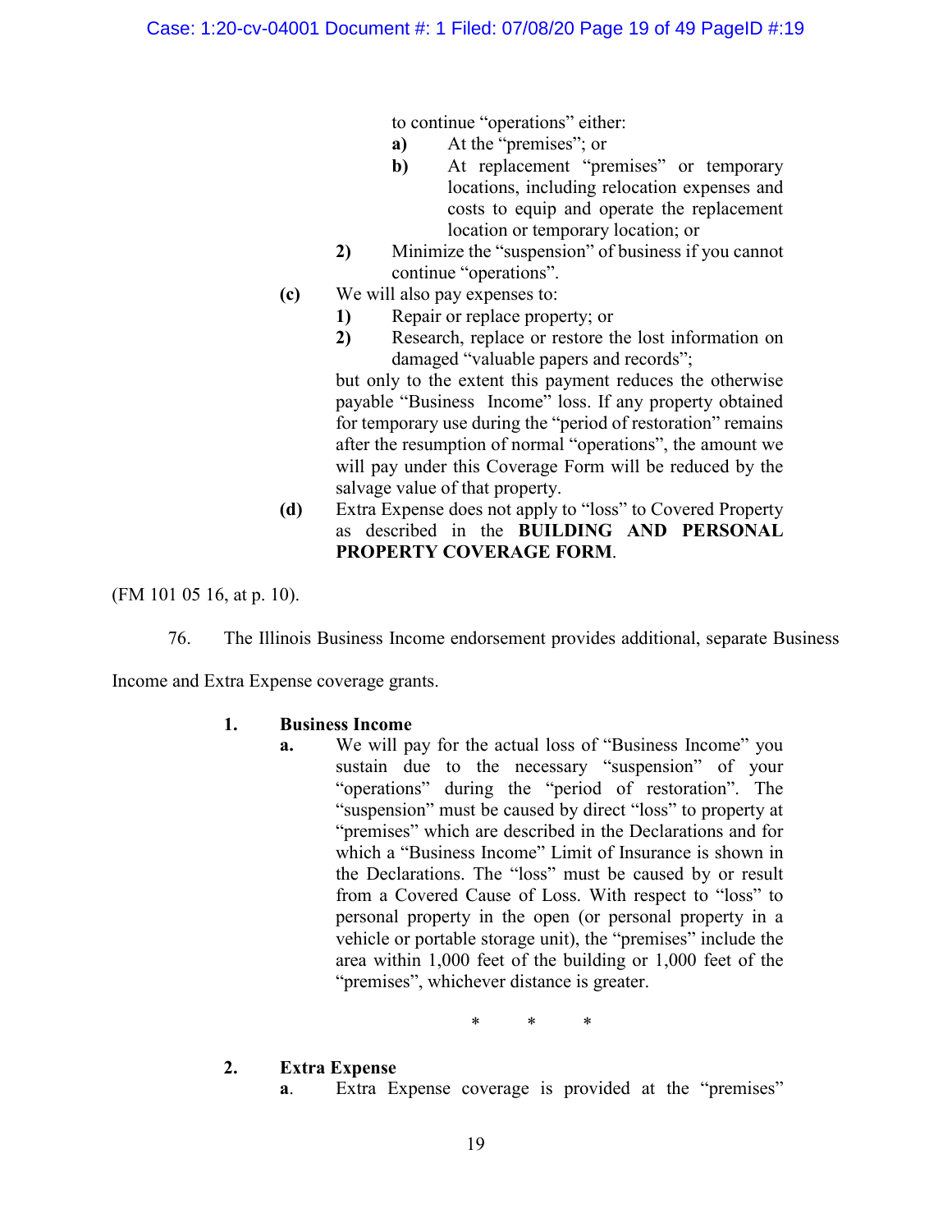to continue "operations" either:

a) At the "premises"; or

b) At replacement "premises" or temporary locations, including relocation expenses and costs to equip and operate the replacement location or temporary location; or

2) Minimize the "suspension" of business if you cannot continue "operations".

(c) We will also pay expenses to:

1) Repair or replace property; or

2) Research, replace or restore the lost information on damaged "valuable papers and records";

but only to the extent this payment reduces the otherwise payable "Business Income" loss. If any property obtained for temporary use during the "period of restoration" remains after the resumption of normal "operations", the amount we will pay under this Coverage Form will be reduced by the salvage value of that property.

(d) Extra Expense does not apply to "loss" to Covered Property as described in the **BUILDING AND PERSONAL PROPERTY COVERAGE FORM**.

(FM 101 05 16, at p. 10).

76. The Illinois Business Income endorsement provides additional, separate Business Income and Extra Expense coverage grants.

**1. Business Income**

**a.** We will pay for the actual loss of "Business Income" you sustain due to the necessary "suspension" of your "operations" during the "period of restoration". The "suspension" must be caused by direct "loss" to property at "premises" which are described in the Declarations and for which a "Business Income" Limit of Insurance is shown in the Declarations. The "loss" must be caused by or result from a Covered Cause of Loss. With respect to "loss" to personal property in the open (or personal property in a vehicle or portable storage unit), the "premises" include the area within 1,000 feet of the building or 1,000 feet of the "premises", whichever distance is greater.

\* \* \*

**2. Extra Expense**

**a**. Extra Expense coverage is provided at the "premises"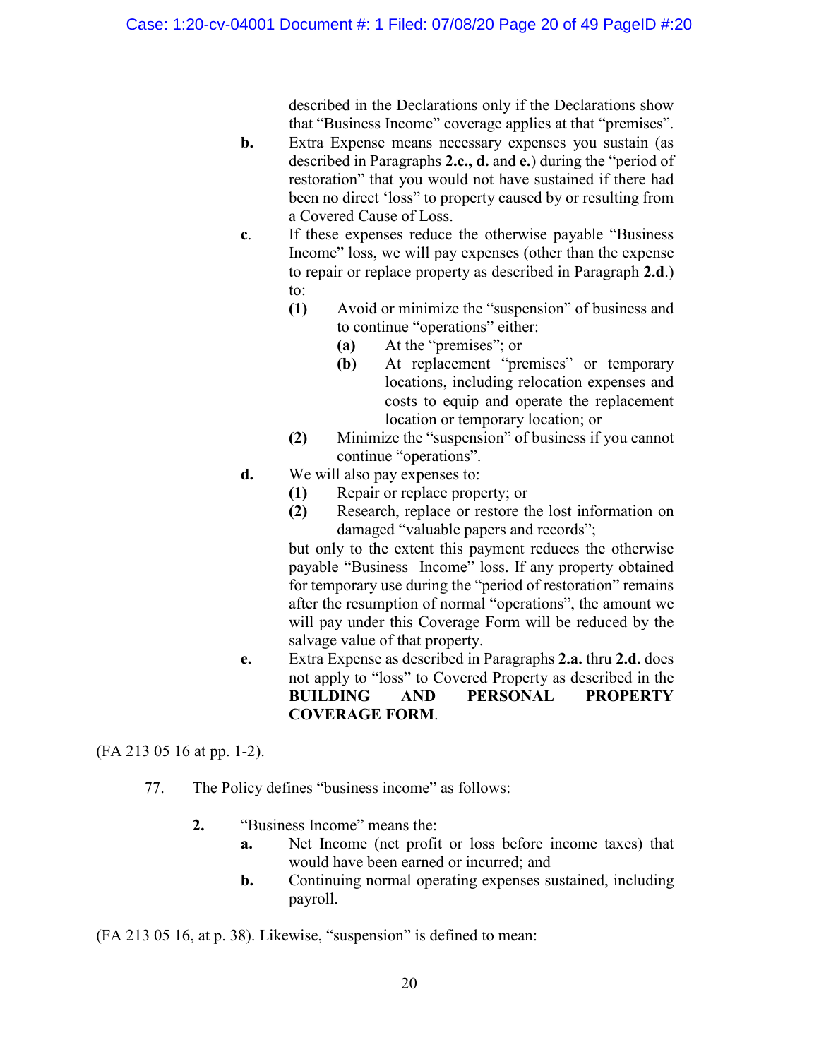described in the Declarations only if the Declarations show that "Business Income" coverage applies at that "premises".

**b.** Extra Expense means necessary expenses you sustain (as described in Paragraphs **2.c., d.** and **e.**) during the "period of restoration" that you would not have sustained if there had been no direct 'loss" to property caused by or resulting from a Covered Cause of Loss.

**c.** If these expenses reduce the otherwise payable "Business Income" loss, we will pay expenses (other than the expense to repair or replace property as described in Paragraph **2.d.**) to:

- **(1)** Avoid or minimize the "suspension" of business and to continue "operations" either:
  - **(a)** At the "premises"; or
  - **(b)** At replacement "premises" or temporary locations, including relocation expenses and costs to equip and operate the replacement location or temporary location; or
- **(2)** Minimize the "suspension" of business if you cannot continue "operations".

**d.** We will also pay expenses to:

- **(1)** Repair or replace property; or
- **(2)** Research, replace or restore the lost information on damaged "valuable papers and records";

but only to the extent this payment reduces the otherwise payable "Business Income" loss. If any property obtained for temporary use during the "period of restoration" remains after the resumption of normal "operations", the amount we will pay under this Coverage Form will be reduced by the salvage value of that property.

**e.** Extra Expense as described in Paragraphs **2.a.** thru **2.d.** does not apply to "loss" to Covered Property as described in the **BUILDING AND PERSONAL PROPERTY COVERAGE FORM**.

(FA 213 05 16 at pp. 1-2).

77. The Policy defines "business income" as follows:

> **2.** "Business Income" means the:
>
> **a.** Net Income (net profit or loss before income taxes) that would have been earned or incurred; and
>
> **b.** Continuing normal operating expenses sustained, including payroll.

(FA 213 05 16, at p. 38). Likewise, "suspension" is defined to mean: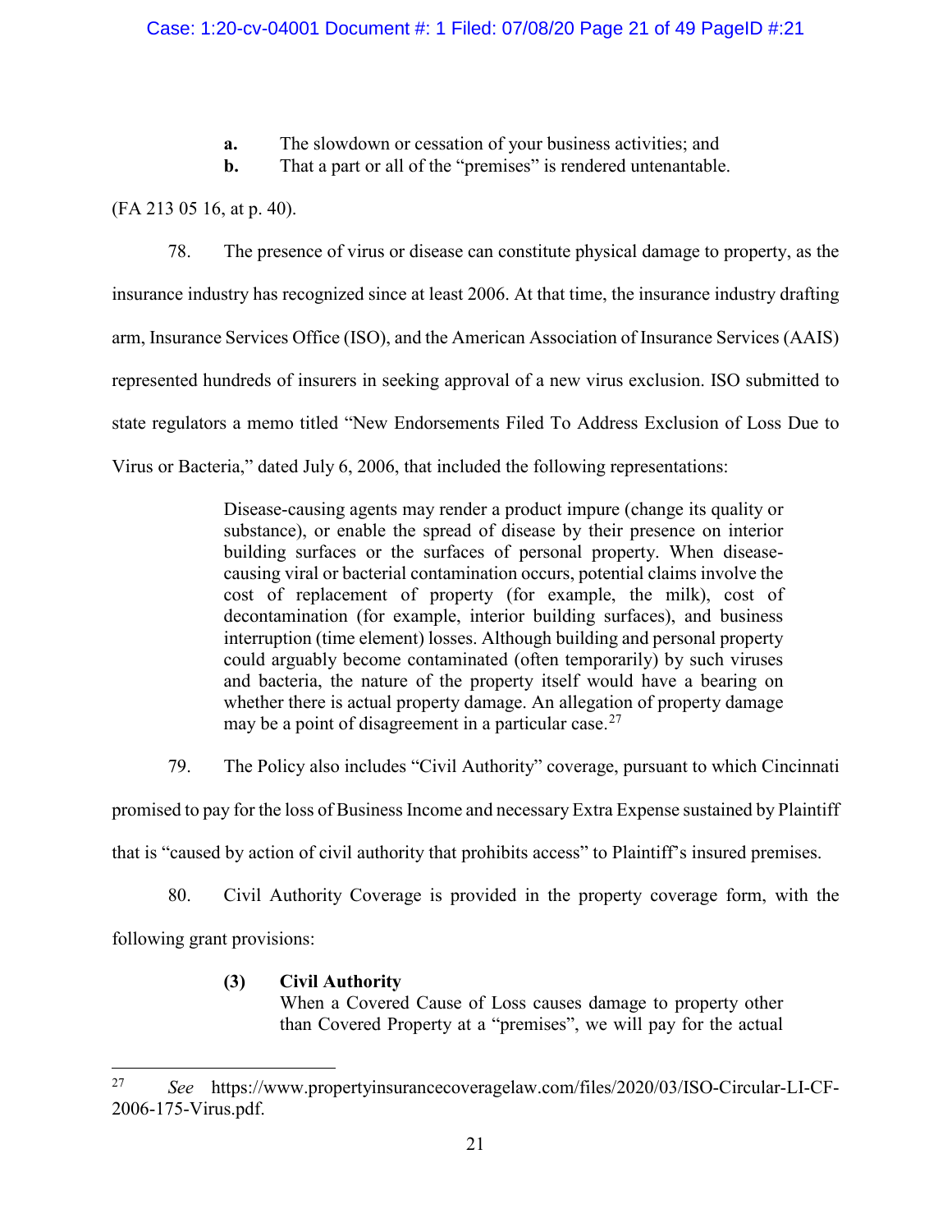**a.** The slowdown or cessation of your business activities; and

**b.** That a part or all of the "premises" is rendered untenantable.

(FA 213 05 16, at p. 40).

78. The presence of virus or disease can constitute physical damage to property, as the insurance industry has recognized since at least 2006. At that time, the insurance industry drafting arm, Insurance Services Office (ISO), and the American Association of Insurance Services (AAIS) represented hundreds of insurers in seeking approval of a new virus exclusion. ISO submitted to state regulators a memo titled "New Endorsements Filed To Address Exclusion of Loss Due to Virus or Bacteria," dated July 6, 2006, that included the following representations:

> Disease-causing agents may render a product impure (change its quality or substance), or enable the spread of disease by their presence on interior building surfaces or the surfaces of personal property. When disease-causing viral or bacterial contamination occurs, potential claims involve the cost of replacement of property (for example, the milk), cost of decontamination (for example, interior building surfaces), and business interruption (time element) losses. Although building and personal property could arguably become contaminated (often temporarily) by such viruses and bacteria, the nature of the property itself would have a bearing on whether there is actual property damage. An allegation of property damage may be a point of disagreement in a particular case.[27]

79. The Policy also includes "Civil Authority" coverage, pursuant to which Cincinnati promised to pay for the loss of Business Income and necessary Extra Expense sustained by Plaintiff that is "caused by action of civil authority that prohibits access" to Plaintiff's insured premises.

80. Civil Authority Coverage is provided in the property coverage form, with the following grant provisions:

> **(3) Civil Authority**
> When a Covered Cause of Loss causes damage to property other than Covered Property at a "premises", we will pay for the actual

---

[27] *See* https://www.propertyinsurancecoveragelaw.com/files/2020/03/ISO-Circular-LI-CF-2006-175-Virus.pdf.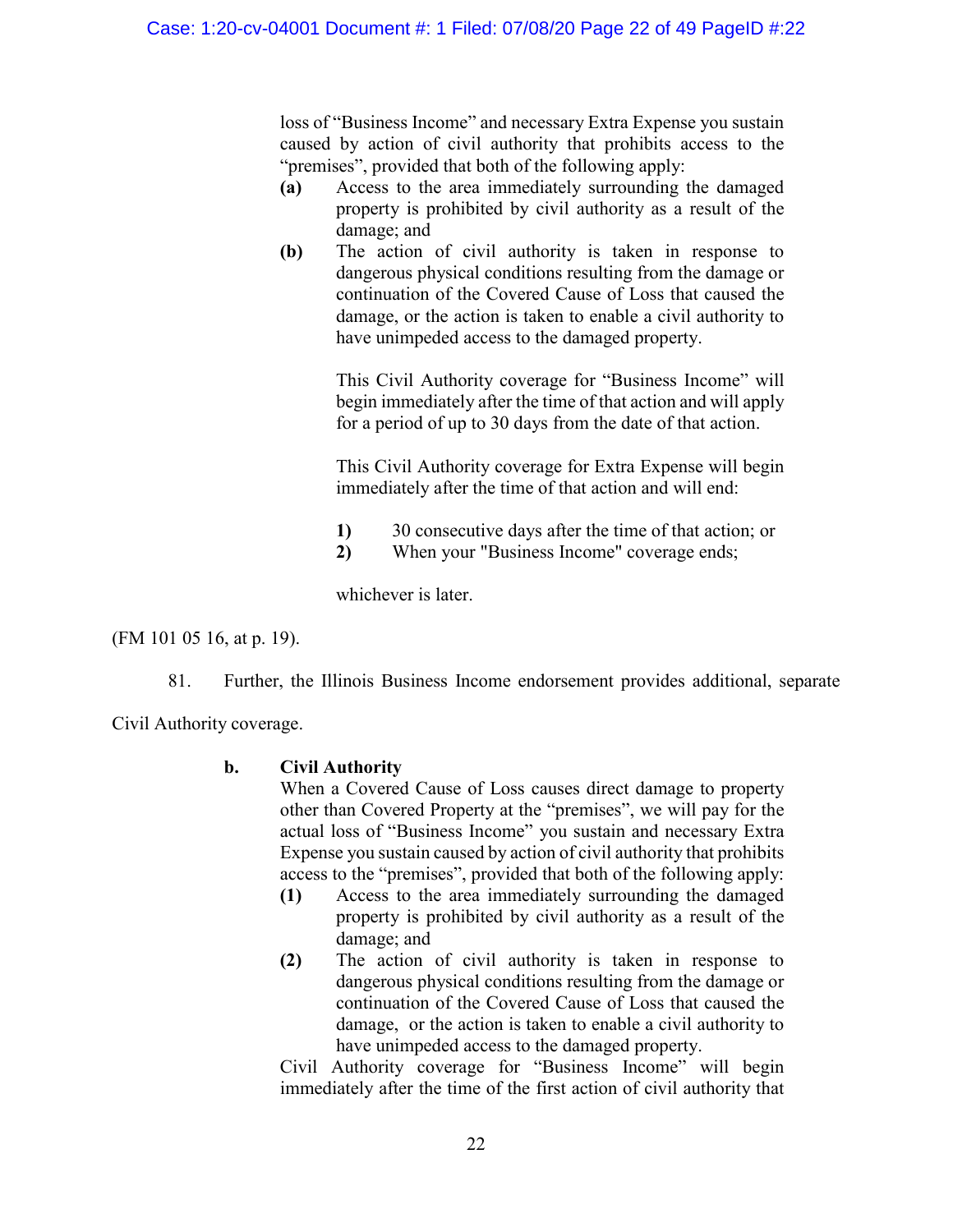loss of "Business Income" and necessary Extra Expense you sustain caused by action of civil authority that prohibits access to the "premises", provided that both of the following apply:

**(a)** Access to the area immediately surrounding the damaged property is prohibited by civil authority as a result of the damage; and

**(b)** The action of civil authority is taken in response to dangerous physical conditions resulting from the damage or continuation of the Covered Cause of Loss that caused the damage, or the action is taken to enable a civil authority to have unimpeded access to the damaged property.

This Civil Authority coverage for "Business Income" will begin immediately after the time of that action and will apply for a period of up to 30 days from the date of that action.

This Civil Authority coverage for Extra Expense will begin immediately after the time of that action and will end:

**1)** 30 consecutive days after the time of that action; or
**2)** When your "Business Income" coverage ends;

whichever is later.

(FM 101 05 16, at p. 19).

81. Further, the Illinois Business Income endorsement provides additional, separate Civil Authority coverage.

**b. Civil Authority**
When a Covered Cause of Loss causes direct damage to property other than Covered Property at the "premises", we will pay for the actual loss of "Business Income" you sustain and necessary Extra Expense you sustain caused by action of civil authority that prohibits access to the "premises", provided that both of the following apply:

**(1)** Access to the area immediately surrounding the damaged property is prohibited by civil authority as a result of the damage; and

**(2)** The action of civil authority is taken in response to dangerous physical conditions resulting from the damage or continuation of the Covered Cause of Loss that caused the damage, or the action is taken to enable a civil authority to have unimpeded access to the damaged property.

Civil Authority coverage for "Business Income" will begin immediately after the time of the first action of civil authority that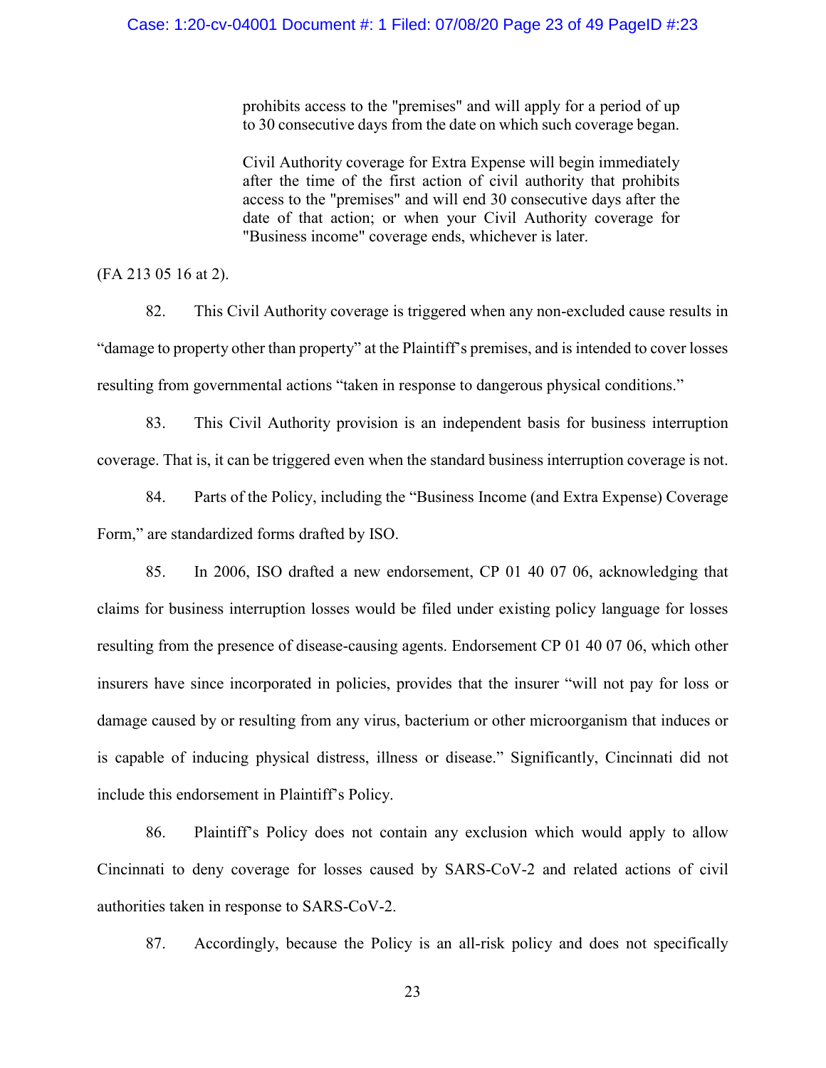> prohibits access to the "premises" and will apply for a period of up to 30 consecutive days from the date on which such coverage began.
>
> Civil Authority coverage for Extra Expense will begin immediately after the time of the first action of civil authority that prohibits access to the "premises" and will end 30 consecutive days after the date of that action; or when your Civil Authority coverage for "Business income" coverage ends, whichever is later.

(FA 213 05 16 at 2).

82. This Civil Authority coverage is triggered when any non-excluded cause results in "damage to property other than property" at the Plaintiff's premises, and is intended to cover losses resulting from governmental actions "taken in response to dangerous physical conditions."

83. This Civil Authority provision is an independent basis for business interruption coverage. That is, it can be triggered even when the standard business interruption coverage is not.

84. Parts of the Policy, including the "Business Income (and Extra Expense) Coverage Form," are standardized forms drafted by ISO.

85. In 2006, ISO drafted a new endorsement, CP 01 40 07 06, acknowledging that claims for business interruption losses would be filed under existing policy language for losses resulting from the presence of disease-causing agents. Endorsement CP 01 40 07 06, which other insurers have since incorporated in policies, provides that the insurer "will not pay for loss or damage caused by or resulting from any virus, bacterium or other microorganism that induces or is capable of inducing physical distress, illness or disease." Significantly, Cincinnati did not include this endorsement in Plaintiff's Policy.

86. Plaintiff's Policy does not contain any exclusion which would apply to allow Cincinnati to deny coverage for losses caused by SARS-CoV-2 and related actions of civil authorities taken in response to SARS-CoV-2.

87. Accordingly, because the Policy is an all-risk policy and does not specifically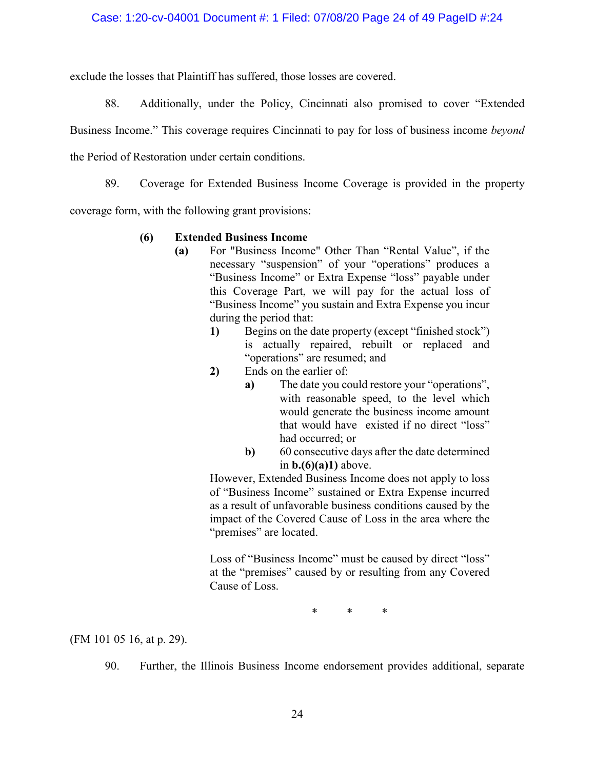exclude the losses that Plaintiff has suffered, those losses are covered.

88. Additionally, under the Policy, Cincinnati also promised to cover "Extended Business Income." This coverage requires Cincinnati to pay for loss of business income *beyond* the Period of Restoration under certain conditions.

89. Coverage for Extended Business Income Coverage is provided in the property coverage form, with the following grant provisions:

> **(6) Extended Business Income**
>
> **(a)** For "Business Income" Other Than "Rental Value", if the necessary "suspension" of your "operations" produces a "Business Income" or Extra Expense "loss" payable under this Coverage Part, we will pay for the actual loss of "Business Income" you sustain and Extra Expense you incur during the period that:
>
> **1)** Begins on the date property (except "finished stock") is actually repaired, rebuilt or replaced and "operations" are resumed; and
>
> **2)** Ends on the earlier of:
>
> **a)** The date you could restore your "operations", with reasonable speed, to the level which would generate the business income amount that would have existed if no direct "loss" had occurred; or
>
> **b)** 60 consecutive days after the date determined in **b.(6)(a)1)** above.
>
> However, Extended Business Income does not apply to loss of "Business Income" sustained or Extra Expense incurred as a result of unfavorable business conditions caused by the impact of the Covered Cause of Loss in the area where the "premises" are located.
>
> Loss of "Business Income" must be caused by direct "loss" at the "premises" caused by or resulting from any Covered Cause of Loss.
>
> \* \* \*

(FM 101 05 16, at p. 29).

90. Further, the Illinois Business Income endorsement provides additional, separate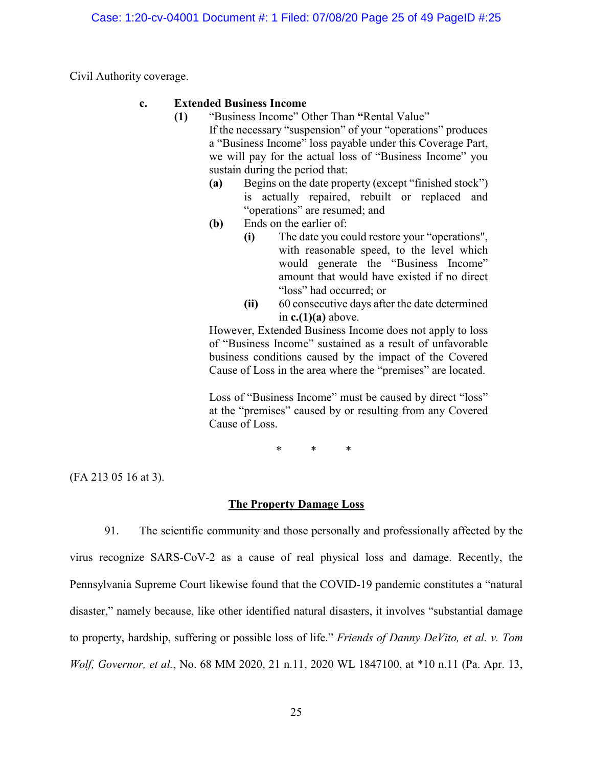Civil Authority coverage.

**c. Extended Business Income**

**(1)** "Business Income" Other Than **"**Rental Value"

If the necessary "suspension" of your "operations" produces a "Business Income" loss payable under this Coverage Part, we will pay for the actual loss of "Business Income" you sustain during the period that:

**(a)** Begins on the date property (except "finished stock") is actually repaired, rebuilt or replaced and "operations" are resumed; and

**(b)** Ends on the earlier of:

**(i)** The date you could restore your "operations", with reasonable speed, to the level which would generate the "Business Income" amount that would have existed if no direct "loss" had occurred; or

**(ii)** 60 consecutive days after the date determined in **c.(1)(a)** above.

However, Extended Business Income does not apply to loss of "Business Income" sustained as a result of unfavorable business conditions caused by the impact of the Covered Cause of Loss in the area where the "premises" are located.

Loss of "Business Income" must be caused by direct "loss" at the "premises" caused by or resulting from any Covered Cause of Loss.

\* \* \*

(FA 213 05 16 at 3).

**The Property Damage Loss**

91. The scientific community and those personally and professionally affected by the virus recognize SARS-CoV-2 as a cause of real physical loss and damage. Recently, the Pennsylvania Supreme Court likewise found that the COVID-19 pandemic constitutes a "natural disaster," namely because, like other identified natural disasters, it involves "substantial damage to property, hardship, suffering or possible loss of life." *Friends of Danny DeVito, et al. v. Tom Wolf, Governor, et al.*, No. 68 MM 2020, 21 n.11, 2020 WL 1847100, at *10 n.11 (Pa. Apr. 13,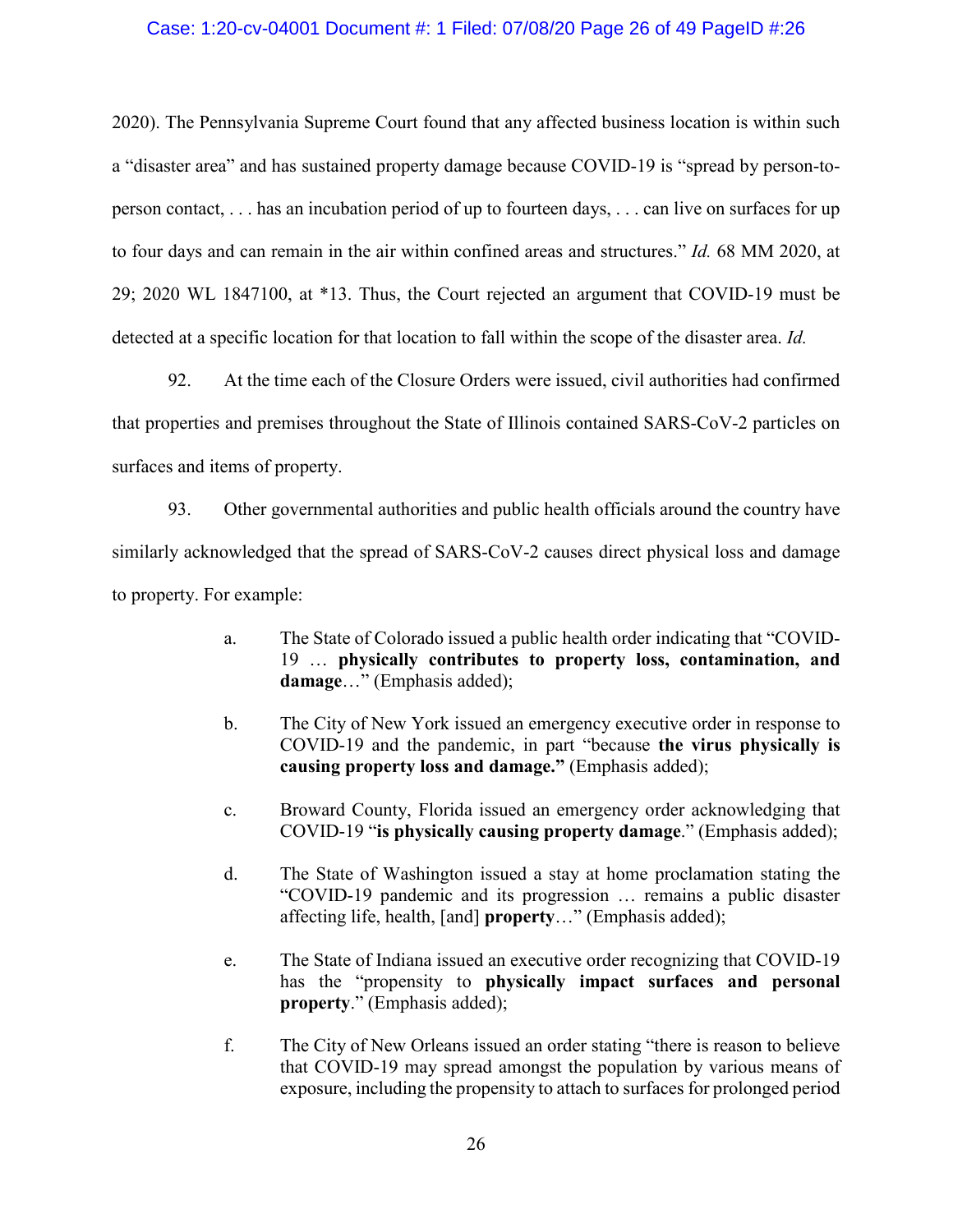2020). The Pennsylvania Supreme Court found that any affected business location is within such a "disaster area" and has sustained property damage because COVID-19 is "spread by person-to-person contact, . . . has an incubation period of up to fourteen days, . . . can live on surfaces for up to four days and can remain in the air within confined areas and structures." *Id.* 68 MM 2020, at 29; 2020 WL 1847100, at *13. Thus, the Court rejected an argument that COVID-19 must be detected at a specific location for that location to fall within the scope of the disaster area. *Id.*

92. At the time each of the Closure Orders were issued, civil authorities had confirmed that properties and premises throughout the State of Illinois contained SARS-CoV-2 particles on surfaces and items of property.

93. Other governmental authorities and public health officials around the country have similarly acknowledged that the spread of SARS-CoV-2 causes direct physical loss and damage to property. For example:

> a. The State of Colorado issued a public health order indicating that "COVID-19 … **physically contributes to property loss, contamination, and damage**…" (Emphasis added);
>
> b. The City of New York issued an emergency executive order in response to COVID-19 and the pandemic, in part "because **the virus physically is causing property loss and damage."** (Emphasis added);
>
> c. Broward County, Florida issued an emergency order acknowledging that COVID-19 "**is physically causing property damage**." (Emphasis added);
>
> d. The State of Washington issued a stay at home proclamation stating the "COVID-19 pandemic and its progression … remains a public disaster affecting life, health, [and] **property**…" (Emphasis added);
>
> e. The State of Indiana issued an executive order recognizing that COVID-19 has the "propensity to **physically impact surfaces and personal property**." (Emphasis added);
>
> f. The City of New Orleans issued an order stating "there is reason to believe that COVID-19 may spread amongst the population by various means of exposure, including the propensity to attach to surfaces for prolonged period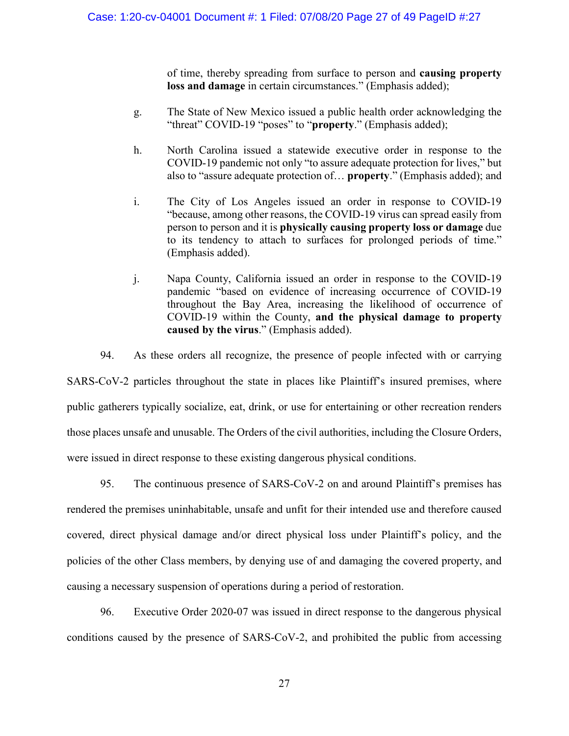of time, thereby spreading from surface to person and **causing property loss and damage** in certain circumstances." (Emphasis added);

g. The State of New Mexico issued a public health order acknowledging the "threat" COVID-19 "poses" to "**property**." (Emphasis added);

h. North Carolina issued a statewide executive order in response to the COVID-19 pandemic not only "to assure adequate protection for lives," but also to "assure adequate protection of… **property**." (Emphasis added); and

i. The City of Los Angeles issued an order in response to COVID-19 "because, among other reasons, the COVID-19 virus can spread easily from person to person and it is **physically causing property loss or damage** due to its tendency to attach to surfaces for prolonged periods of time." (Emphasis added).

j. Napa County, California issued an order in response to the COVID-19 pandemic "based on evidence of increasing occurrence of COVID-19 throughout the Bay Area, increasing the likelihood of occurrence of COVID-19 within the County, **and the physical damage to property caused by the virus**." (Emphasis added).

94. As these orders all recognize, the presence of people infected with or carrying SARS-CoV-2 particles throughout the state in places like Plaintiff's insured premises, where public gatherers typically socialize, eat, drink, or use for entertaining or other recreation renders those places unsafe and unusable. The Orders of the civil authorities, including the Closure Orders, were issued in direct response to these existing dangerous physical conditions.

95. The continuous presence of SARS-CoV-2 on and around Plaintiff's premises has rendered the premises uninhabitable, unsafe and unfit for their intended use and therefore caused covered, direct physical damage and/or direct physical loss under Plaintiff's policy, and the policies of the other Class members, by denying use of and damaging the covered property, and causing a necessary suspension of operations during a period of restoration.

96. Executive Order 2020-07 was issued in direct response to the dangerous physical conditions caused by the presence of SARS-CoV-2, and prohibited the public from accessing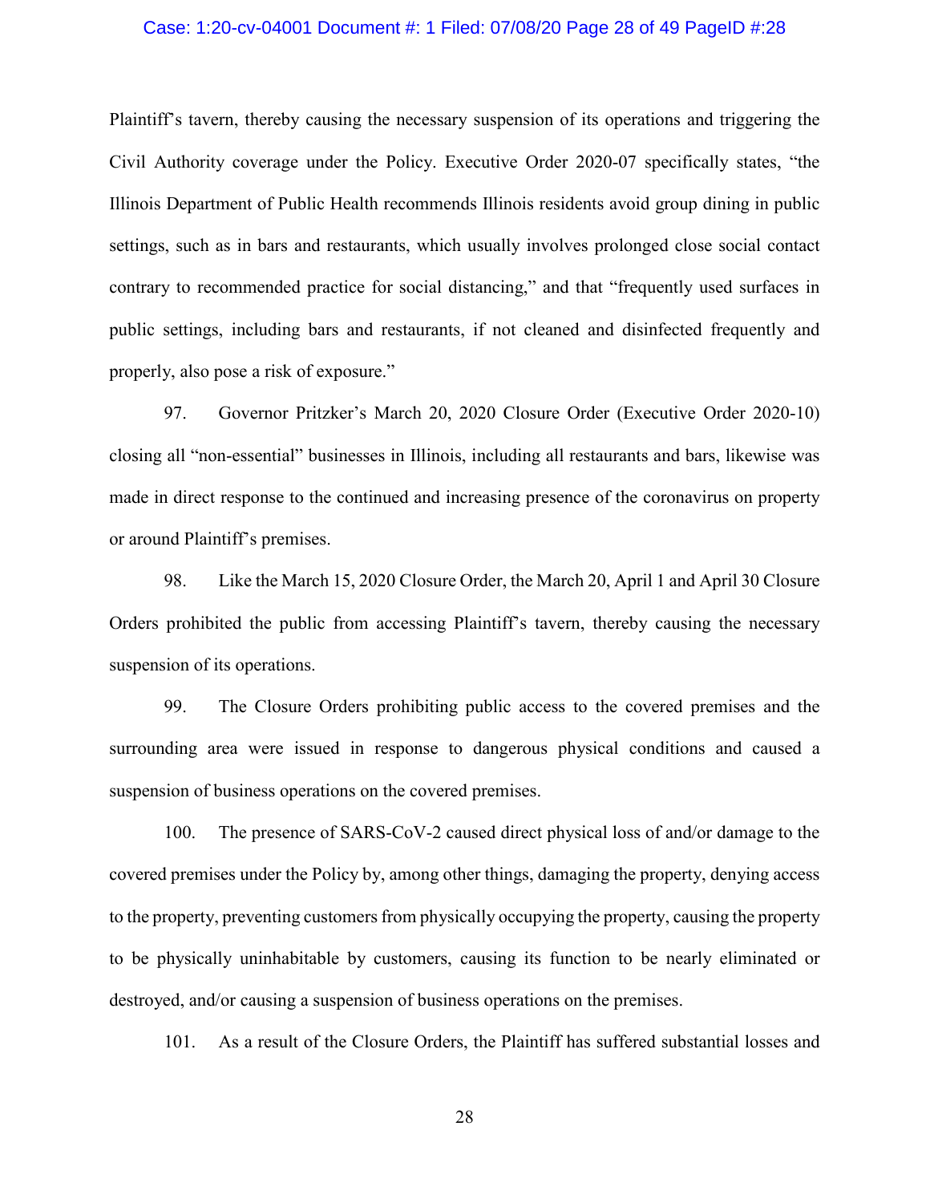Plaintiff's tavern, thereby causing the necessary suspension of its operations and triggering the Civil Authority coverage under the Policy. Executive Order 2020-07 specifically states, "the Illinois Department of Public Health recommends Illinois residents avoid group dining in public settings, such as in bars and restaurants, which usually involves prolonged close social contact contrary to recommended practice for social distancing," and that "frequently used surfaces in public settings, including bars and restaurants, if not cleaned and disinfected frequently and properly, also pose a risk of exposure."

97. Governor Pritzker's March 20, 2020 Closure Order (Executive Order 2020-10) closing all "non-essential" businesses in Illinois, including all restaurants and bars, likewise was made in direct response to the continued and increasing presence of the coronavirus on property or around Plaintiff's premises.

98. Like the March 15, 2020 Closure Order, the March 20, April 1 and April 30 Closure Orders prohibited the public from accessing Plaintiff's tavern, thereby causing the necessary suspension of its operations.

99. The Closure Orders prohibiting public access to the covered premises and the surrounding area were issued in response to dangerous physical conditions and caused a suspension of business operations on the covered premises.

100. The presence of SARS-CoV-2 caused direct physical loss of and/or damage to the covered premises under the Policy by, among other things, damaging the property, denying access to the property, preventing customers from physically occupying the property, causing the property to be physically uninhabitable by customers, causing its function to be nearly eliminated or destroyed, and/or causing a suspension of business operations on the premises.

101. As a result of the Closure Orders, the Plaintiff has suffered substantial losses and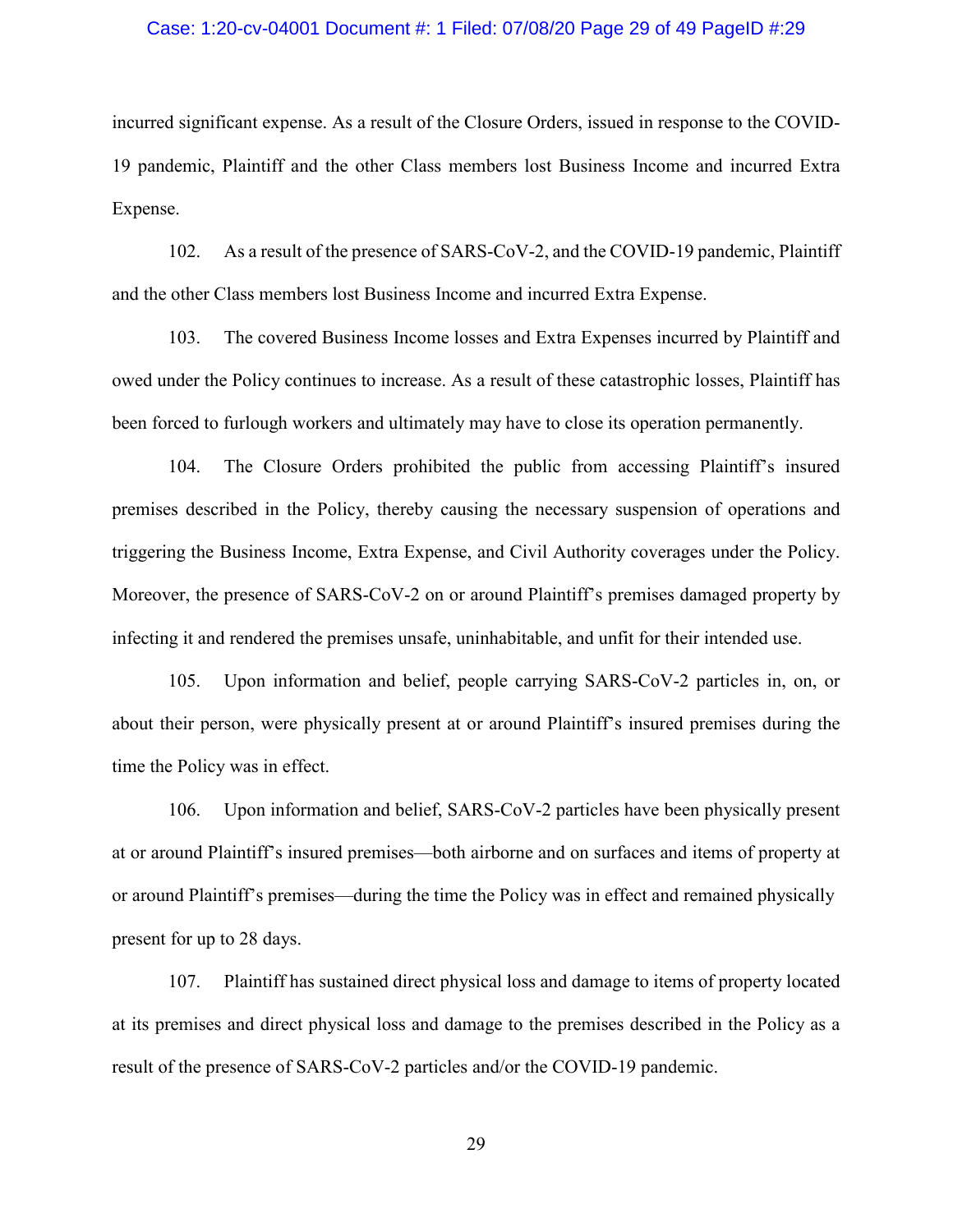incurred significant expense. As a result of the Closure Orders, issued in response to the COVID-19 pandemic, Plaintiff and the other Class members lost Business Income and incurred Extra Expense.

102. As a result of the presence of SARS-CoV-2, and the COVID-19 pandemic, Plaintiff and the other Class members lost Business Income and incurred Extra Expense.

103. The covered Business Income losses and Extra Expenses incurred by Plaintiff and owed under the Policy continues to increase. As a result of these catastrophic losses, Plaintiff has been forced to furlough workers and ultimately may have to close its operation permanently.

104. The Closure Orders prohibited the public from accessing Plaintiff's insured premises described in the Policy, thereby causing the necessary suspension of operations and triggering the Business Income, Extra Expense, and Civil Authority coverages under the Policy. Moreover, the presence of SARS-CoV-2 on or around Plaintiff's premises damaged property by infecting it and rendered the premises unsafe, uninhabitable, and unfit for their intended use.

105. Upon information and belief, people carrying SARS-CoV-2 particles in, on, or about their person, were physically present at or around Plaintiff's insured premises during the time the Policy was in effect.

106. Upon information and belief, SARS-CoV-2 particles have been physically present at or around Plaintiff's insured premises—both airborne and on surfaces and items of property at or around Plaintiff's premises—during the time the Policy was in effect and remained physically present for up to 28 days.

107. Plaintiff has sustained direct physical loss and damage to items of property located at its premises and direct physical loss and damage to the premises described in the Policy as a result of the presence of SARS-CoV-2 particles and/or the COVID-19 pandemic.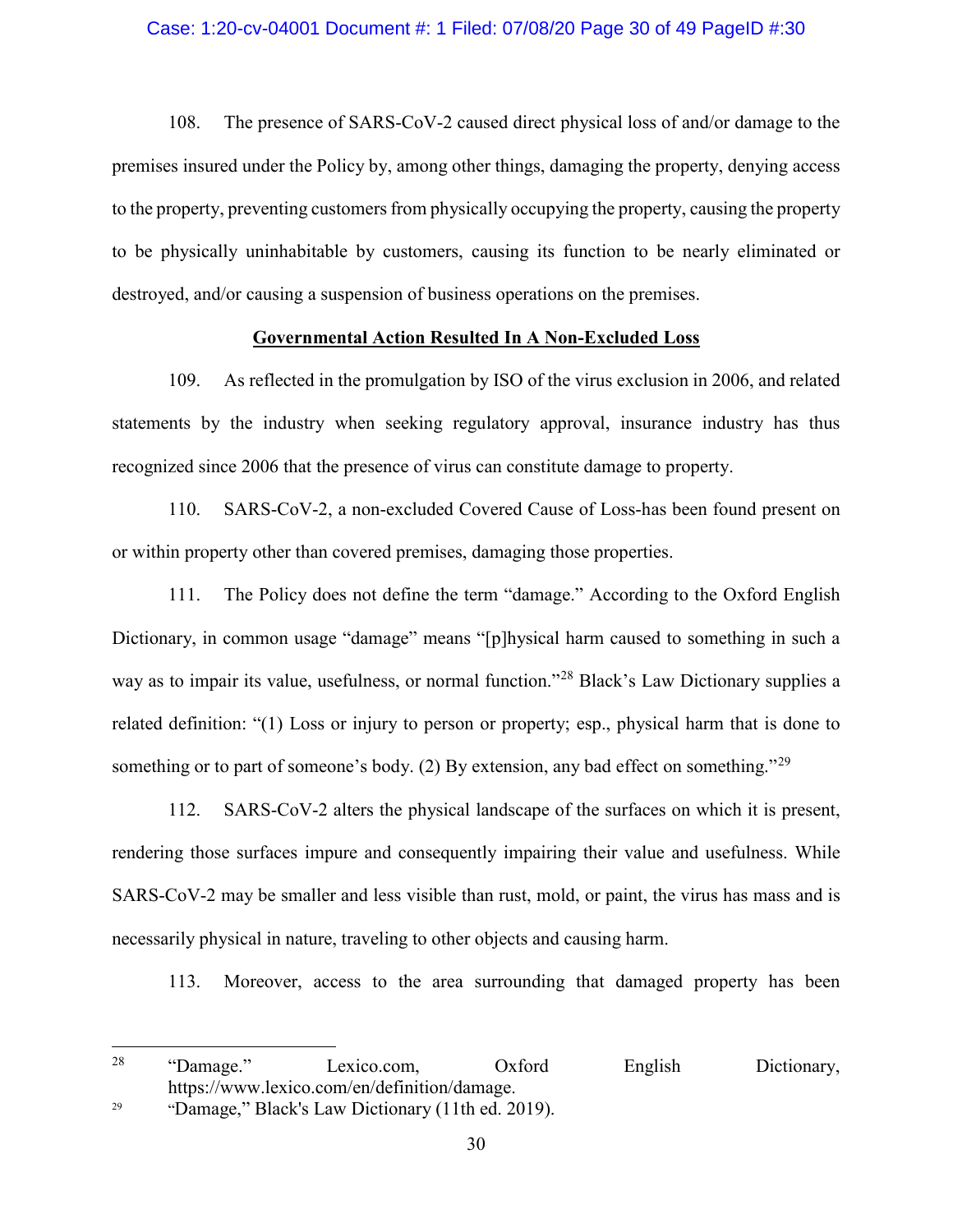108. The presence of SARS-CoV-2 caused direct physical loss of and/or damage to the premises insured under the Policy by, among other things, damaging the property, denying access to the property, preventing customers from physically occupying the property, causing the property to be physically uninhabitable by customers, causing its function to be nearly eliminated or destroyed, and/or causing a suspension of business operations on the premises.

**Governmental Action Resulted In A Non-Excluded Loss**

109. As reflected in the promulgation by ISO of the virus exclusion in 2006, and related statements by the industry when seeking regulatory approval, insurance industry has thus recognized since 2006 that the presence of virus can constitute damage to property.

110. SARS-CoV-2, a non-excluded Covered Cause of Loss-has been found present on or within property other than covered premises, damaging those properties.

111. The Policy does not define the term "damage." According to the Oxford English Dictionary, in common usage "damage" means "[p]hysical harm caused to something in such a way as to impair its value, usefulness, or normal function."[28] Black's Law Dictionary supplies a related definition: "(1) Loss or injury to person or property; esp., physical harm that is done to something or to part of someone's body. (2) By extension, any bad effect on something."[29]

112. SARS-CoV-2 alters the physical landscape of the surfaces on which it is present, rendering those surfaces impure and consequently impairing their value and usefulness. While SARS-CoV-2 may be smaller and less visible than rust, mold, or paint, the virus has mass and is necessarily physical in nature, traveling to other objects and causing harm.

113. Moreover, access to the area surrounding that damaged property has been

---

[28] "Damage." Lexico.com, Oxford English Dictionary, https://www.lexico.com/en/definition/damage.

[29] "Damage," Black's Law Dictionary (11th ed. 2019).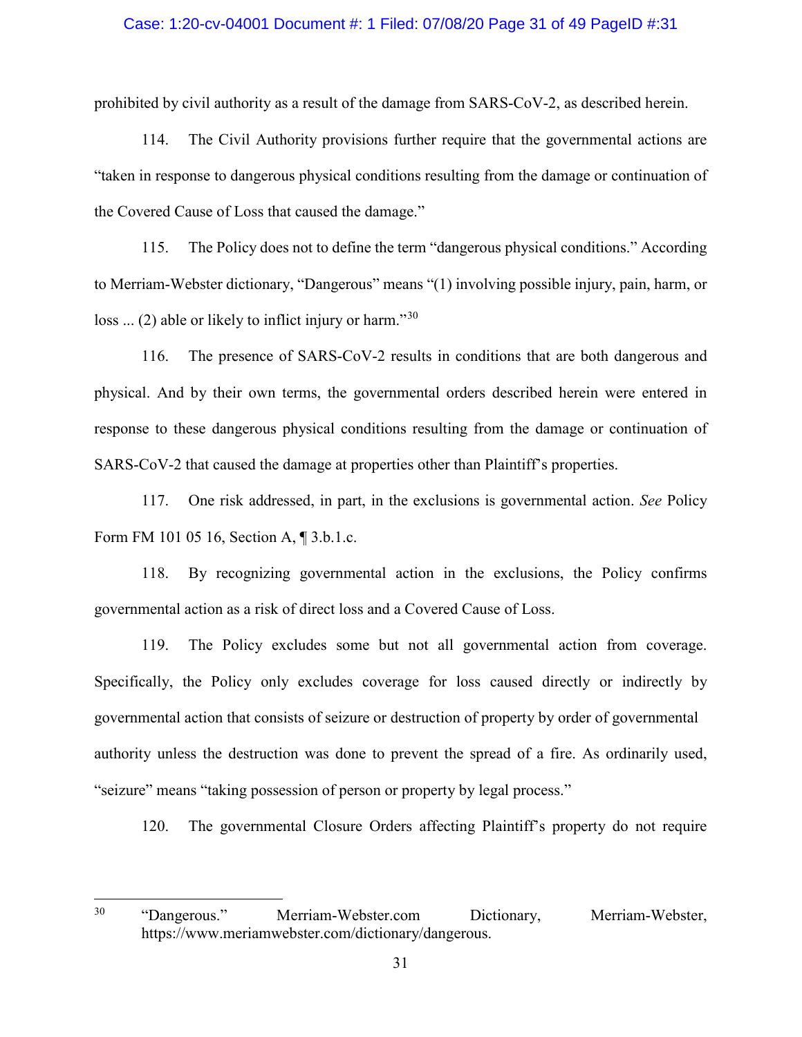prohibited by civil authority as a result of the damage from SARS-CoV-2, as described herein.

114. The Civil Authority provisions further require that the governmental actions are "taken in response to dangerous physical conditions resulting from the damage or continuation of the Covered Cause of Loss that caused the damage."

115. The Policy does not to define the term "dangerous physical conditions." According to Merriam-Webster dictionary, "Dangerous" means "(1) involving possible injury, pain, harm, or loss ... (2) able or likely to inflict injury or harm."[30]

116. The presence of SARS-CoV-2 results in conditions that are both dangerous and physical. And by their own terms, the governmental orders described herein were entered in response to these dangerous physical conditions resulting from the damage or continuation of SARS-CoV-2 that caused the damage at properties other than Plaintiff's properties.

117. One risk addressed, in part, in the exclusions is governmental action. *See* Policy Form FM 101 05 16, Section A, ¶ 3.b.1.c.

118. By recognizing governmental action in the exclusions, the Policy confirms governmental action as a risk of direct loss and a Covered Cause of Loss.

119. The Policy excludes some but not all governmental action from coverage. Specifically, the Policy only excludes coverage for loss caused directly or indirectly by governmental action that consists of seizure or destruction of property by order of governmental authority unless the destruction was done to prevent the spread of a fire. As ordinarily used, "seizure" means "taking possession of person or property by legal process."

120. The governmental Closure Orders affecting Plaintiff's property do not require

---

[30] "Dangerous." Merriam-Webster.com Dictionary, Merriam-Webster, https://www.meriamwebster.com/dictionary/dangerous.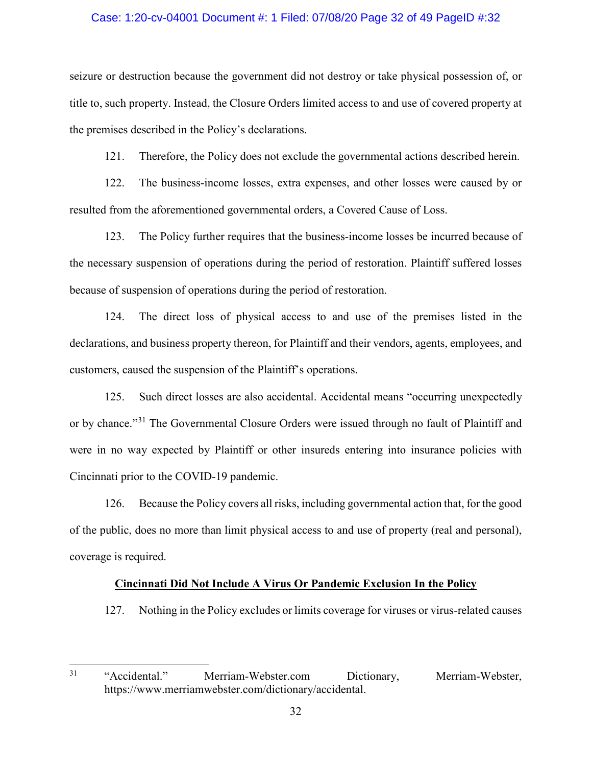seizure or destruction because the government did not destroy or take physical possession of, or title to, such property. Instead, the Closure Orders limited access to and use of covered property at the premises described in the Policy's declarations.

121. Therefore, the Policy does not exclude the governmental actions described herein.

122. The business-income losses, extra expenses, and other losses were caused by or resulted from the aforementioned governmental orders, a Covered Cause of Loss.

123. The Policy further requires that the business-income losses be incurred because of the necessary suspension of operations during the period of restoration. Plaintiff suffered losses because of suspension of operations during the period of restoration.

124. The direct loss of physical access to and use of the premises listed in the declarations, and business property thereon, for Plaintiff and their vendors, agents, employees, and customers, caused the suspension of the Plaintiff's operations.

125. Such direct losses are also accidental. Accidental means "occurring unexpectedly or by chance."[31] The Governmental Closure Orders were issued through no fault of Plaintiff and were in no way expected by Plaintiff or other insureds entering into insurance policies with Cincinnati prior to the COVID-19 pandemic.

126. Because the Policy covers all risks, including governmental action that, for the good of the public, does no more than limit physical access to and use of property (real and personal), coverage is required.

**Cincinnati Did Not Include A Virus Or Pandemic Exclusion In the Policy**

127. Nothing in the Policy excludes or limits coverage for viruses or virus-related causes

---

[31] "Accidental." Merriam-Webster.com Dictionary, Merriam-Webster, https://www.merriamwebster.com/dictionary/accidental.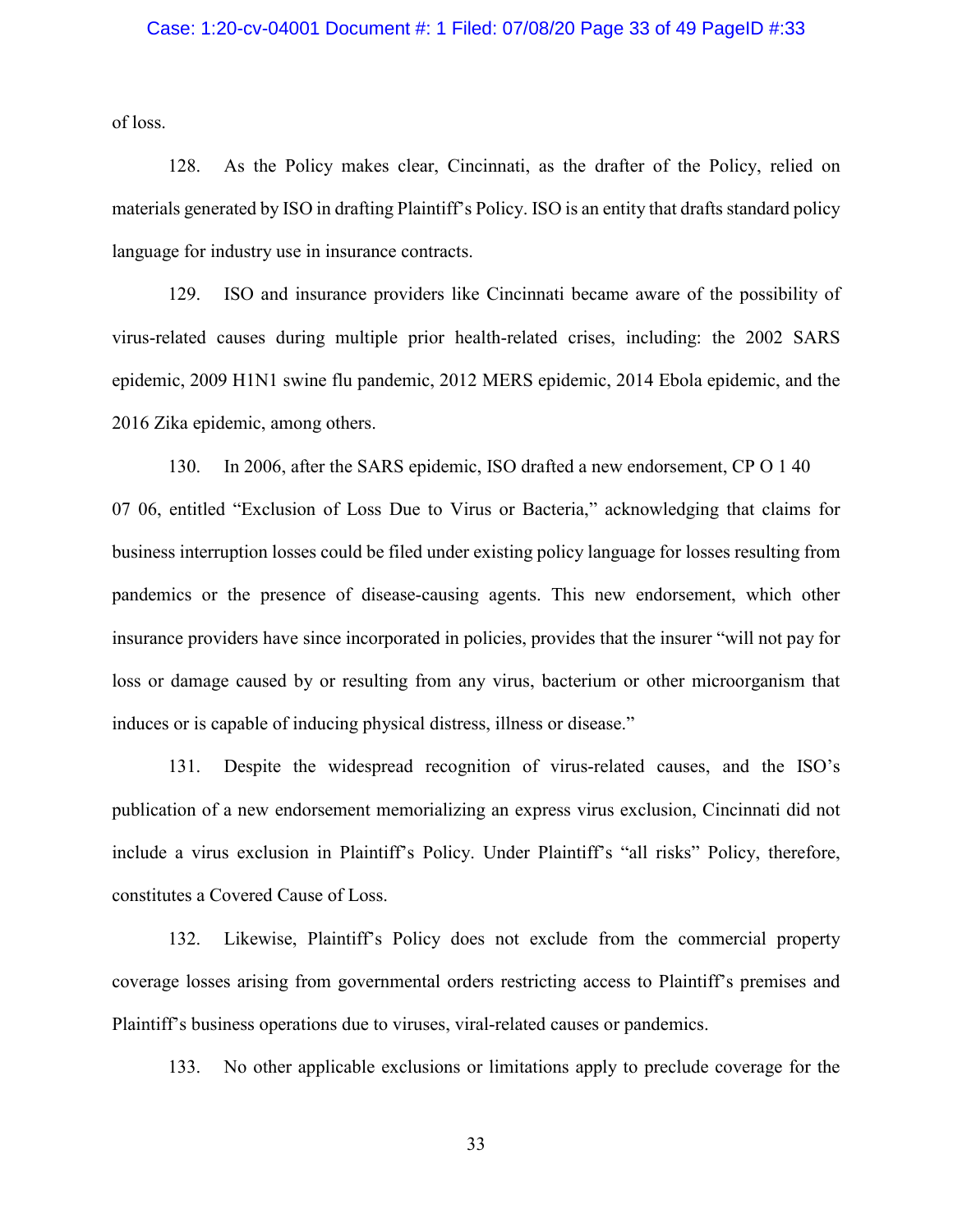of loss.

128. As the Policy makes clear, Cincinnati, as the drafter of the Policy, relied on materials generated by ISO in drafting Plaintiff's Policy. ISO is an entity that drafts standard policy language for industry use in insurance contracts.

129. ISO and insurance providers like Cincinnati became aware of the possibility of virus-related causes during multiple prior health-related crises, including: the 2002 SARS epidemic, 2009 H1N1 swine flu pandemic, 2012 MERS epidemic, 2014 Ebola epidemic, and the 2016 Zika epidemic, among others.

130. In 2006, after the SARS epidemic, ISO drafted a new endorsement, CP O 1 40 07 06, entitled "Exclusion of Loss Due to Virus or Bacteria," acknowledging that claims for business interruption losses could be filed under existing policy language for losses resulting from pandemics or the presence of disease-causing agents. This new endorsement, which other insurance providers have since incorporated in policies, provides that the insurer "will not pay for loss or damage caused by or resulting from any virus, bacterium or other microorganism that induces or is capable of inducing physical distress, illness or disease."

131. Despite the widespread recognition of virus-related causes, and the ISO's publication of a new endorsement memorializing an express virus exclusion, Cincinnati did not include a virus exclusion in Plaintiff's Policy. Under Plaintiff's "all risks" Policy, therefore, constitutes a Covered Cause of Loss.

132. Likewise, Plaintiff's Policy does not exclude from the commercial property coverage losses arising from governmental orders restricting access to Plaintiff's premises and Plaintiff's business operations due to viruses, viral-related causes or pandemics.

133. No other applicable exclusions or limitations apply to preclude coverage for the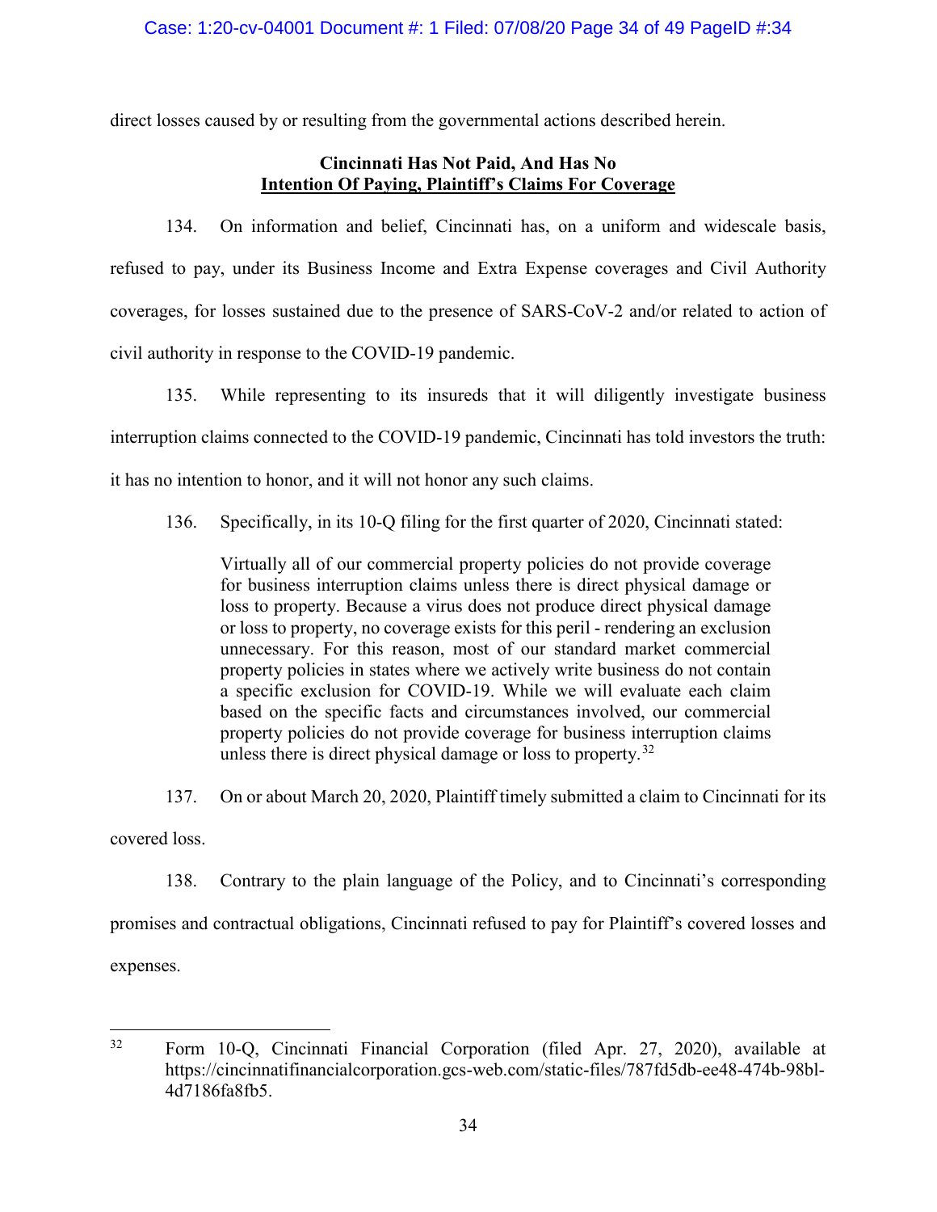direct losses caused by or resulting from the governmental actions described herein.

## Cincinnati Has Not Paid, And Has No Intention Of Paying, Plaintiff's Claims For Coverage

134. On information and belief, Cincinnati has, on a uniform and widescale basis, refused to pay, under its Business Income and Extra Expense coverages and Civil Authority coverages, for losses sustained due to the presence of SARS-CoV-2 and/or related to action of civil authority in response to the COVID-19 pandemic.

135. While representing to its insureds that it will diligently investigate business interruption claims connected to the COVID-19 pandemic, Cincinnati has told investors the truth: it has no intention to honor, and it will not honor any such claims.

136. Specifically, in its 10-Q filing for the first quarter of 2020, Cincinnati stated:

> Virtually all of our commercial property policies do not provide coverage for business interruption claims unless there is direct physical damage or loss to property. Because a virus does not produce direct physical damage or loss to property, no coverage exists for this peril - rendering an exclusion unnecessary. For this reason, most of our standard market commercial property policies in states where we actively write business do not contain a specific exclusion for COVID-19. While we will evaluate each claim based on the specific facts and circumstances involved, our commercial property policies do not provide coverage for business interruption claims unless there is direct physical damage or loss to property.[32]

137. On or about March 20, 2020, Plaintiff timely submitted a claim to Cincinnati for its covered loss.

138. Contrary to the plain language of the Policy, and to Cincinnati's corresponding promises and contractual obligations, Cincinnati refused to pay for Plaintiff's covered losses and expenses.

---

[32] Form 10-Q, Cincinnati Financial Corporation (filed Apr. 27, 2020), available at https://cincinnatifinancialcorporation.gcs-web.com/static-files/787fd5db-ee48-474b-98bl-4d7186fa8fb5.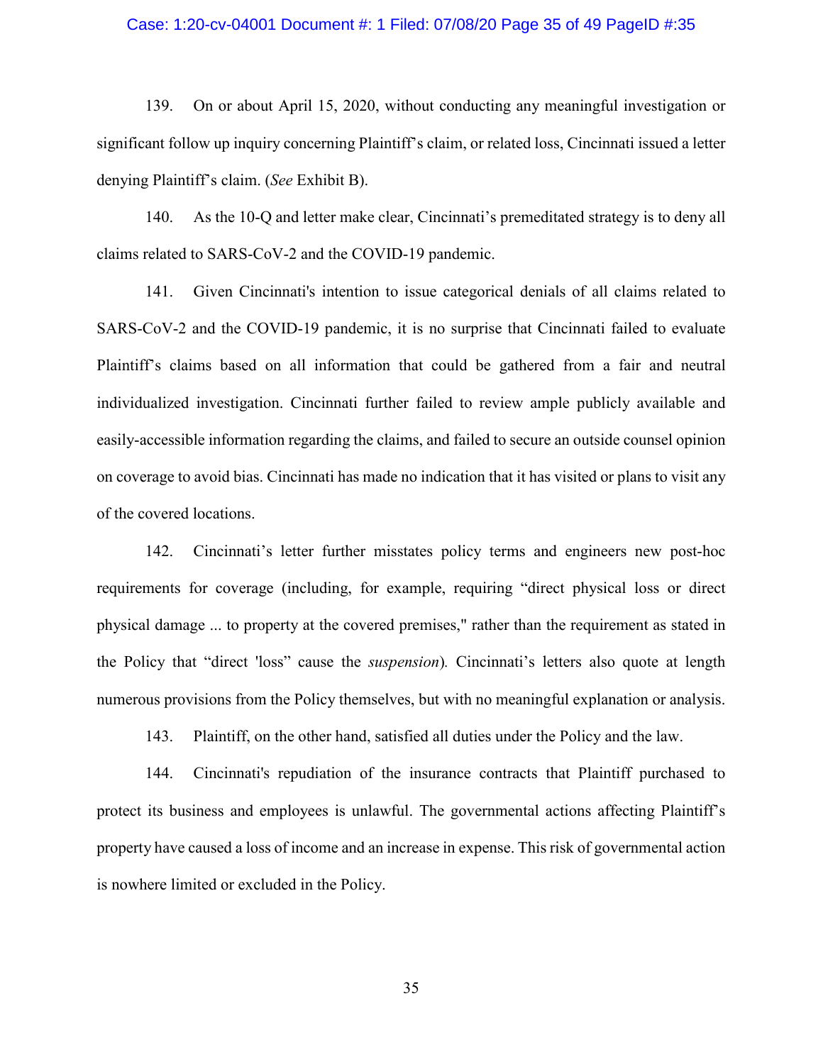139. On or about April 15, 2020, without conducting any meaningful investigation or significant follow up inquiry concerning Plaintiff's claim, or related loss, Cincinnati issued a letter denying Plaintiff's claim. (*See* Exhibit B).

140. As the 10-Q and letter make clear, Cincinnati's premeditated strategy is to deny all claims related to SARS-CoV-2 and the COVID-19 pandemic.

141. Given Cincinnati's intention to issue categorical denials of all claims related to SARS-CoV-2 and the COVID-19 pandemic, it is no surprise that Cincinnati failed to evaluate Plaintiff's claims based on all information that could be gathered from a fair and neutral individualized investigation. Cincinnati further failed to review ample publicly available and easily-accessible information regarding the claims, and failed to secure an outside counsel opinion on coverage to avoid bias. Cincinnati has made no indication that it has visited or plans to visit any of the covered locations.

142. Cincinnati's letter further misstates policy terms and engineers new post-hoc requirements for coverage (including, for example, requiring "direct physical loss or direct physical damage ... to property at the covered premises," rather than the requirement as stated in the Policy that "direct 'loss" cause the *suspension*). Cincinnati's letters also quote at length numerous provisions from the Policy themselves, but with no meaningful explanation or analysis.

143. Plaintiff, on the other hand, satisfied all duties under the Policy and the law.

144. Cincinnati's repudiation of the insurance contracts that Plaintiff purchased to protect its business and employees is unlawful. The governmental actions affecting Plaintiff's property have caused a loss of income and an increase in expense. This risk of governmental action is nowhere limited or excluded in the Policy.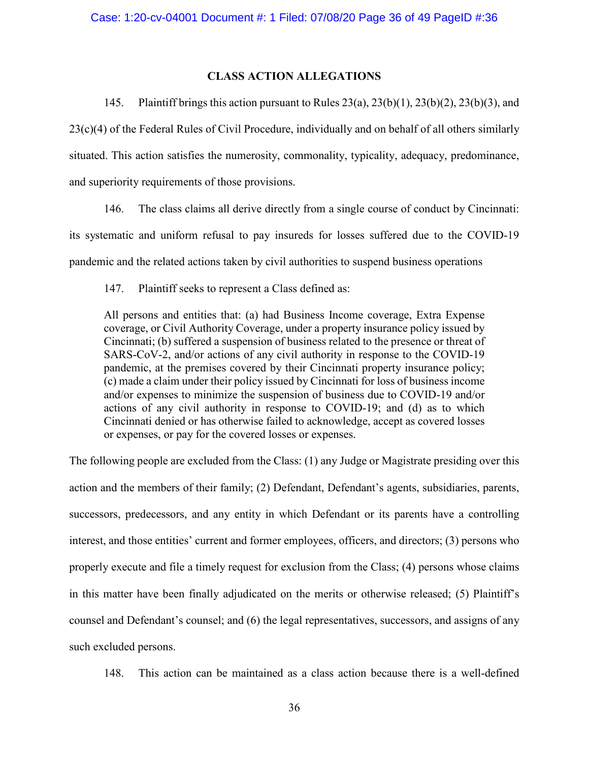## CLASS ACTION ALLEGATIONS

145. Plaintiff brings this action pursuant to Rules 23(a), 23(b)(1), 23(b)(2), 23(b)(3), and 23(c)(4) of the Federal Rules of Civil Procedure, individually and on behalf of all others similarly situated. This action satisfies the numerosity, commonality, typicality, adequacy, predominance, and superiority requirements of those provisions.

146. The class claims all derive directly from a single course of conduct by Cincinnati: its systematic and uniform refusal to pay insureds for losses suffered due to the COVID-19 pandemic and the related actions taken by civil authorities to suspend business operations

147. Plaintiff seeks to represent a Class defined as:

> All persons and entities that: (a) had Business Income coverage, Extra Expense coverage, or Civil Authority Coverage, under a property insurance policy issued by Cincinnati; (b) suffered a suspension of business related to the presence or threat of SARS-CoV-2, and/or actions of any civil authority in response to the COVID-19 pandemic, at the premises covered by their Cincinnati property insurance policy; (c) made a claim under their policy issued by Cincinnati for loss of business income and/or expenses to minimize the suspension of business due to COVID-19 and/or actions of any civil authority in response to COVID-19; and (d) as to which Cincinnati denied or has otherwise failed to acknowledge, accept as covered losses or expenses, or pay for the covered losses or expenses.

The following people are excluded from the Class: (1) any Judge or Magistrate presiding over this action and the members of their family; (2) Defendant, Defendant's agents, subsidiaries, parents, successors, predecessors, and any entity in which Defendant or its parents have a controlling interest, and those entities' current and former employees, officers, and directors; (3) persons who properly execute and file a timely request for exclusion from the Class; (4) persons whose claims in this matter have been finally adjudicated on the merits or otherwise released; (5) Plaintiff's counsel and Defendant's counsel; and (6) the legal representatives, successors, and assigns of any such excluded persons.

148. This action can be maintained as a class action because there is a well-defined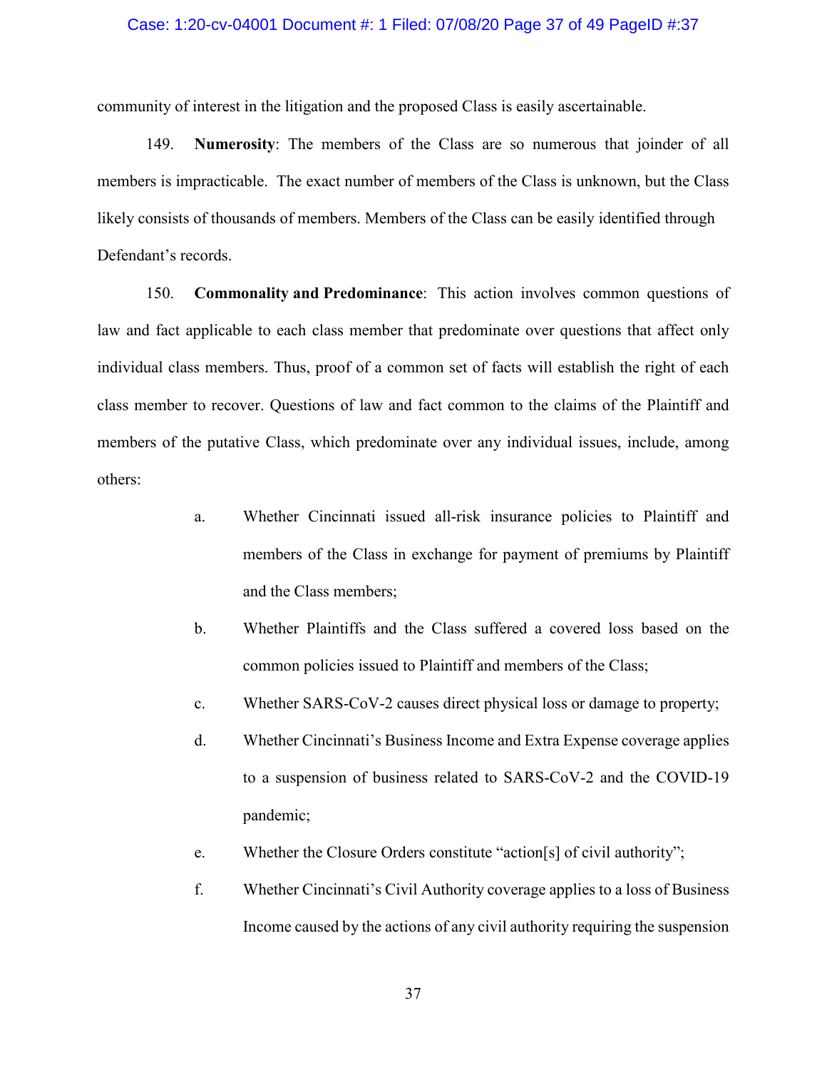community of interest in the litigation and the proposed Class is easily ascertainable.

149. **Numerosity**: The members of the Class are so numerous that joinder of all members is impracticable. The exact number of members of the Class is unknown, but the Class likely consists of thousands of members. Members of the Class can be easily identified through Defendant's records.

150. **Commonality and Predominance**: This action involves common questions of law and fact applicable to each class member that predominate over questions that affect only individual class members. Thus, proof of a common set of facts will establish the right of each class member to recover. Questions of law and fact common to the claims of the Plaintiff and members of the putative Class, which predominate over any individual issues, include, among others:

a. Whether Cincinnati issued all-risk insurance policies to Plaintiff and members of the Class in exchange for payment of premiums by Plaintiff and the Class members;

b. Whether Plaintiffs and the Class suffered a covered loss based on the common policies issued to Plaintiff and members of the Class;

c. Whether SARS-CoV-2 causes direct physical loss or damage to property;

d. Whether Cincinnati's Business Income and Extra Expense coverage applies to a suspension of business related to SARS-CoV-2 and the COVID-19 pandemic;

e. Whether the Closure Orders constitute "action[s] of civil authority";

f. Whether Cincinnati's Civil Authority coverage applies to a loss of Business Income caused by the actions of any civil authority requiring the suspension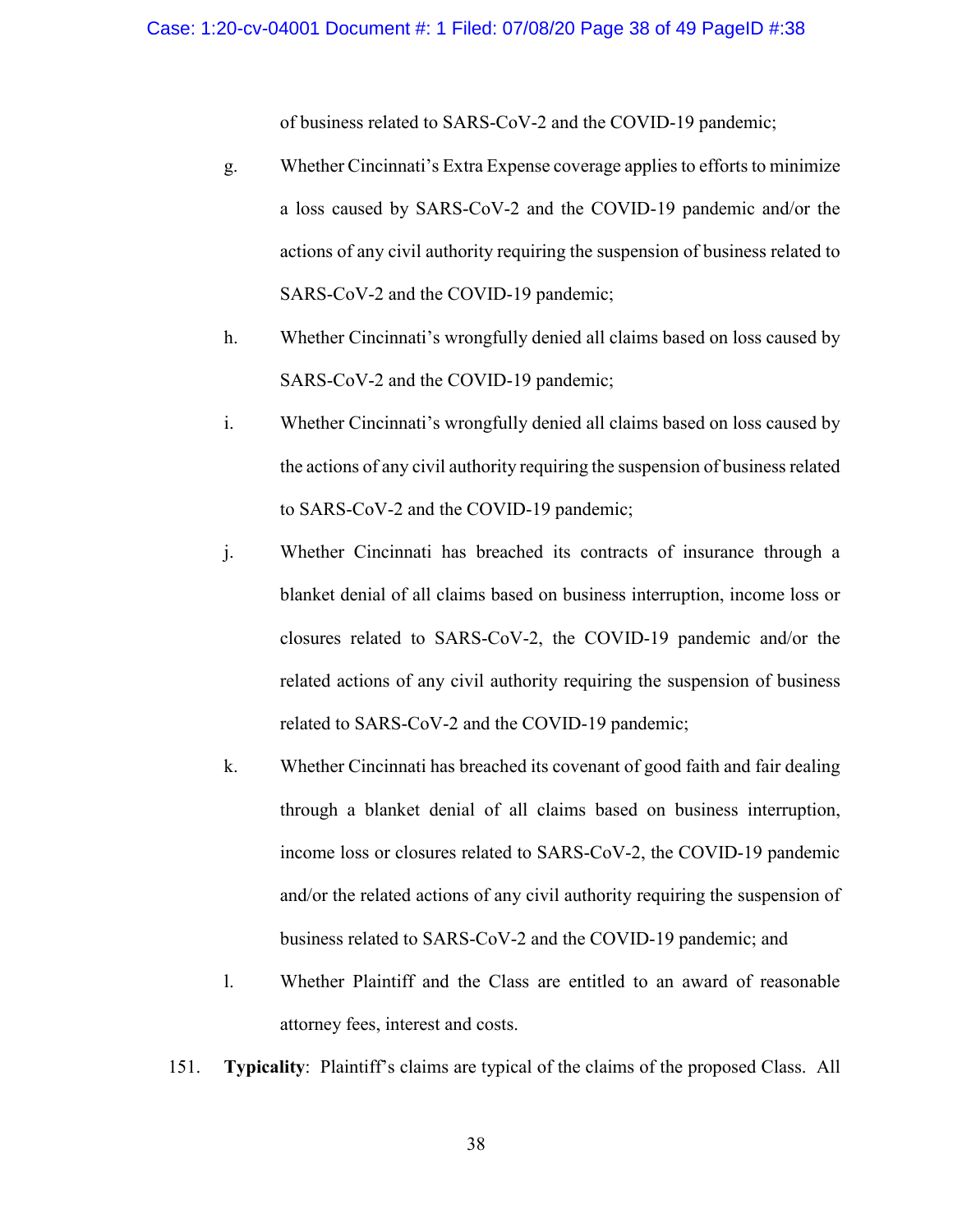of business related to SARS-CoV-2 and the COVID-19 pandemic;

g. Whether Cincinnati's Extra Expense coverage applies to efforts to minimize a loss caused by SARS-CoV-2 and the COVID-19 pandemic and/or the actions of any civil authority requiring the suspension of business related to SARS-CoV-2 and the COVID-19 pandemic;

h. Whether Cincinnati's wrongfully denied all claims based on loss caused by SARS-CoV-2 and the COVID-19 pandemic;

i. Whether Cincinnati's wrongfully denied all claims based on loss caused by the actions of any civil authority requiring the suspension of business related to SARS-CoV-2 and the COVID-19 pandemic;

j. Whether Cincinnati has breached its contracts of insurance through a blanket denial of all claims based on business interruption, income loss or closures related to SARS-CoV-2, the COVID-19 pandemic and/or the related actions of any civil authority requiring the suspension of business related to SARS-CoV-2 and the COVID-19 pandemic;

k. Whether Cincinnati has breached its covenant of good faith and fair dealing through a blanket denial of all claims based on business interruption, income loss or closures related to SARS-CoV-2, the COVID-19 pandemic and/or the related actions of any civil authority requiring the suspension of business related to SARS-CoV-2 and the COVID-19 pandemic; and

l. Whether Plaintiff and the Class are entitled to an award of reasonable attorney fees, interest and costs.

151. **Typicality**: Plaintiff's claims are typical of the claims of the proposed Class. All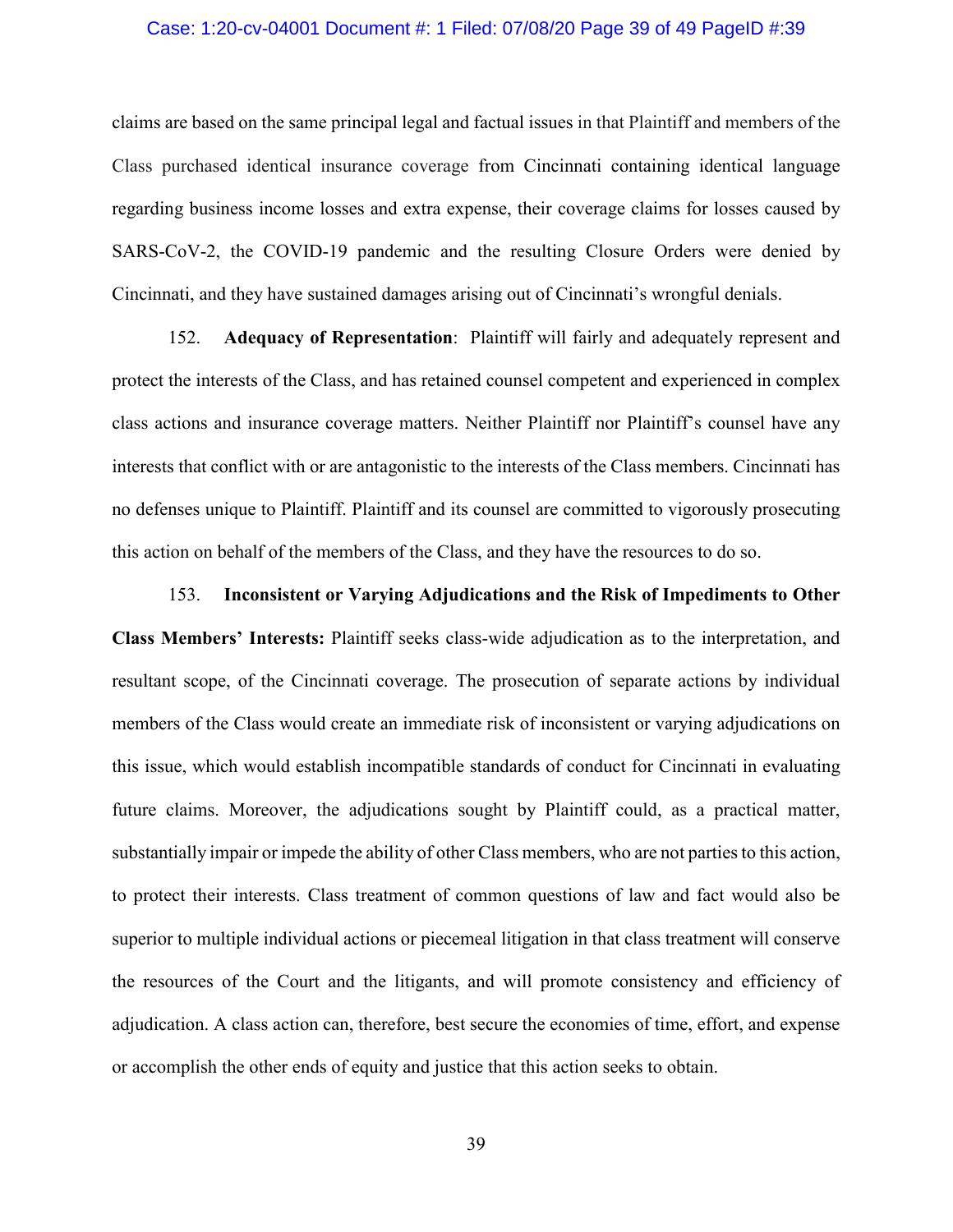claims are based on the same principal legal and factual issues in that Plaintiff and members of the Class purchased identical insurance coverage from Cincinnati containing identical language regarding business income losses and extra expense, their coverage claims for losses caused by SARS-CoV-2, the COVID-19 pandemic and the resulting Closure Orders were denied by Cincinnati, and they have sustained damages arising out of Cincinnati's wrongful denials.

152. **Adequacy of Representation**: Plaintiff will fairly and adequately represent and protect the interests of the Class, and has retained counsel competent and experienced in complex class actions and insurance coverage matters. Neither Plaintiff nor Plaintiff's counsel have any interests that conflict with or are antagonistic to the interests of the Class members. Cincinnati has no defenses unique to Plaintiff. Plaintiff and its counsel are committed to vigorously prosecuting this action on behalf of the members of the Class, and they have the resources to do so.

153. **Inconsistent or Varying Adjudications and the Risk of Impediments to Other Class Members' Interests:** Plaintiff seeks class-wide adjudication as to the interpretation, and resultant scope, of the Cincinnati coverage. The prosecution of separate actions by individual members of the Class would create an immediate risk of inconsistent or varying adjudications on this issue, which would establish incompatible standards of conduct for Cincinnati in evaluating future claims. Moreover, the adjudications sought by Plaintiff could, as a practical matter, substantially impair or impede the ability of other Class members, who are not parties to this action, to protect their interests. Class treatment of common questions of law and fact would also be superior to multiple individual actions or piecemeal litigation in that class treatment will conserve the resources of the Court and the litigants, and will promote consistency and efficiency of adjudication. A class action can, therefore, best secure the economies of time, effort, and expense or accomplish the other ends of equity and justice that this action seeks to obtain.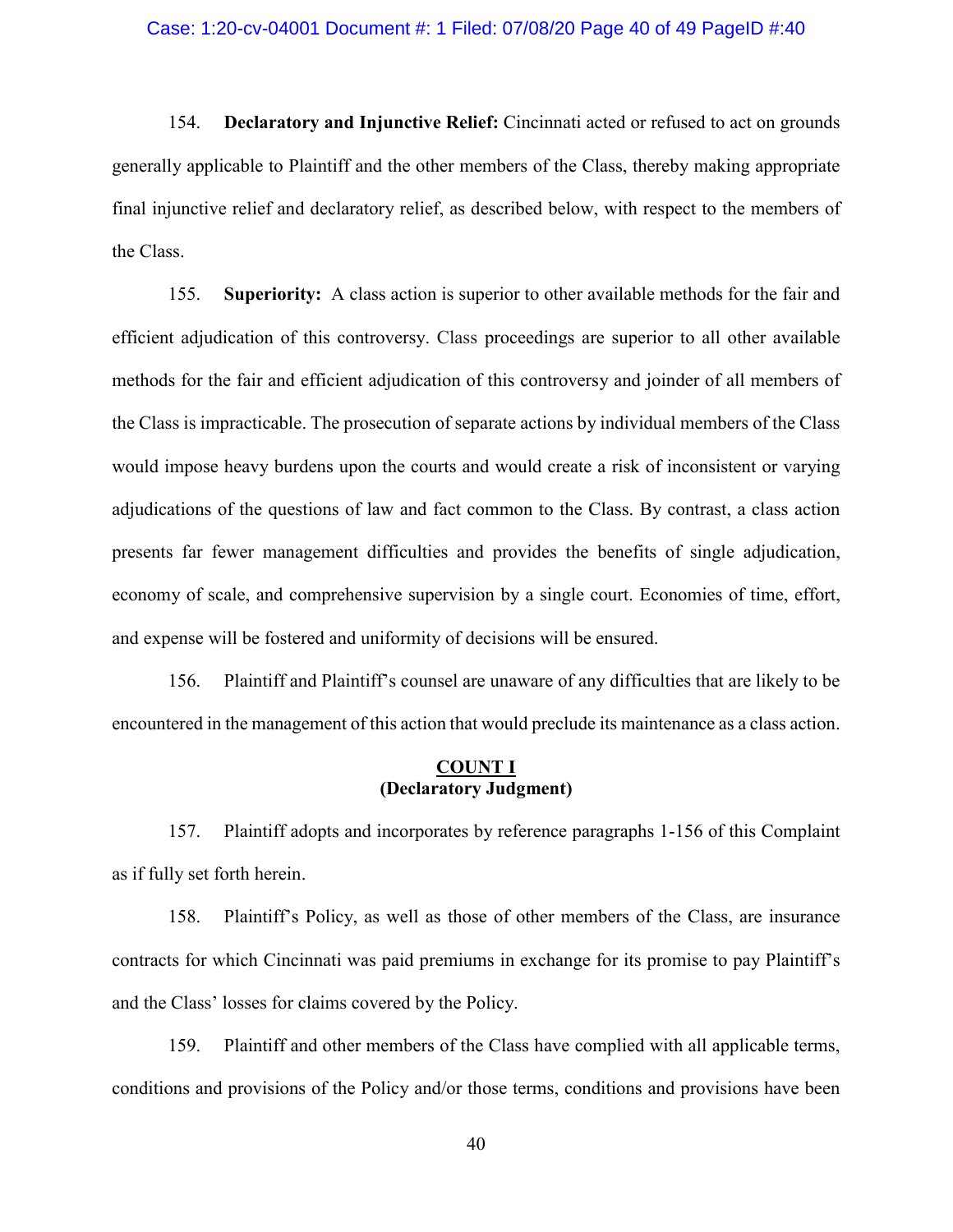154. **Declaratory and Injunctive Relief:** Cincinnati acted or refused to act on grounds generally applicable to Plaintiff and the other members of the Class, thereby making appropriate final injunctive relief and declaratory relief, as described below, with respect to the members of the Class.

155. **Superiority:** A class action is superior to other available methods for the fair and efficient adjudication of this controversy. Class proceedings are superior to all other available methods for the fair and efficient adjudication of this controversy and joinder of all members of the Class is impracticable. The prosecution of separate actions by individual members of the Class would impose heavy burdens upon the courts and would create a risk of inconsistent or varying adjudications of the questions of law and fact common to the Class. By contrast, a class action presents far fewer management difficulties and provides the benefits of single adjudication, economy of scale, and comprehensive supervision by a single court. Economies of time, effort, and expense will be fostered and uniformity of decisions will be ensured.

156. Plaintiff and Plaintiff's counsel are unaware of any difficulties that are likely to be encountered in the management of this action that would preclude its maintenance as a class action.

**COUNT I**
**(Declaratory Judgment)**

157. Plaintiff adopts and incorporates by reference paragraphs 1-156 of this Complaint as if fully set forth herein.

158. Plaintiff's Policy, as well as those of other members of the Class, are insurance contracts for which Cincinnati was paid premiums in exchange for its promise to pay Plaintiff's and the Class' losses for claims covered by the Policy.

159. Plaintiff and other members of the Class have complied with all applicable terms, conditions and provisions of the Policy and/or those terms, conditions and provisions have been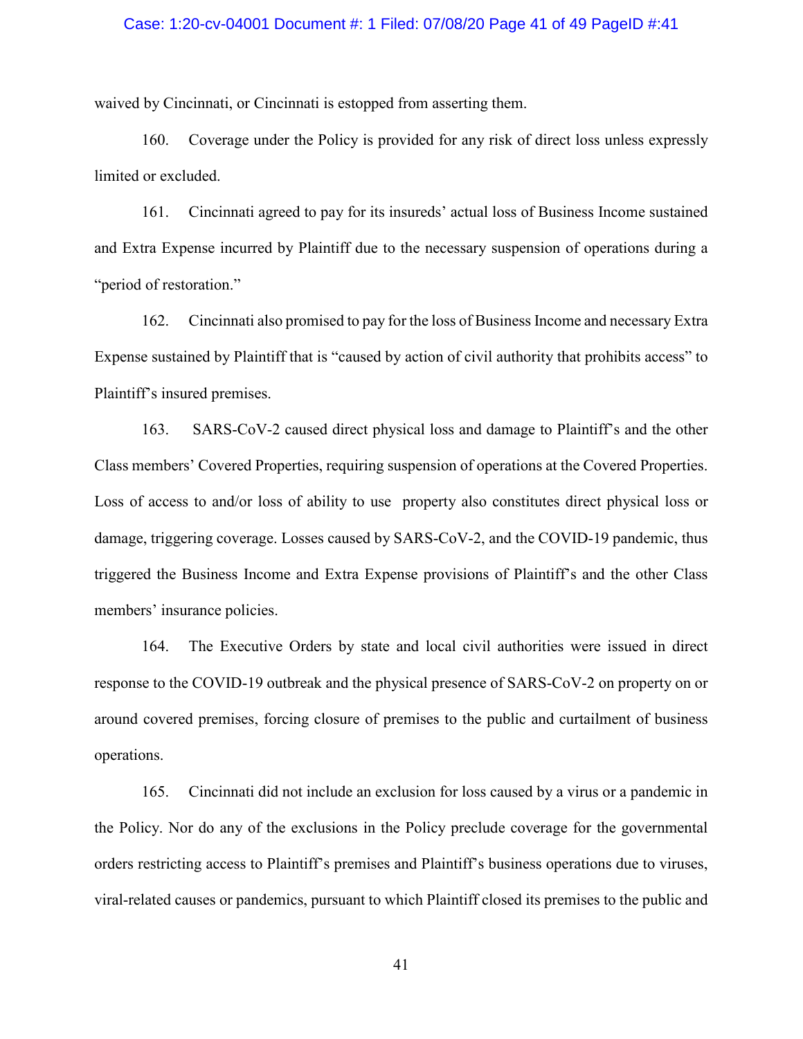waived by Cincinnati, or Cincinnati is estopped from asserting them.

160. Coverage under the Policy is provided for any risk of direct loss unless expressly limited or excluded.

161. Cincinnati agreed to pay for its insureds' actual loss of Business Income sustained and Extra Expense incurred by Plaintiff due to the necessary suspension of operations during a "period of restoration."

162. Cincinnati also promised to pay for the loss of Business Income and necessary Extra Expense sustained by Plaintiff that is "caused by action of civil authority that prohibits access" to Plaintiff's insured premises.

163. SARS-CoV-2 caused direct physical loss and damage to Plaintiff's and the other Class members' Covered Properties, requiring suspension of operations at the Covered Properties. Loss of access to and/or loss of ability to use property also constitutes direct physical loss or damage, triggering coverage. Losses caused by SARS-CoV-2, and the COVID-19 pandemic, thus triggered the Business Income and Extra Expense provisions of Plaintiff's and the other Class members' insurance policies.

164. The Executive Orders by state and local civil authorities were issued in direct response to the COVID-19 outbreak and the physical presence of SARS-CoV-2 on property on or around covered premises, forcing closure of premises to the public and curtailment of business operations.

165. Cincinnati did not include an exclusion for loss caused by a virus or a pandemic in the Policy. Nor do any of the exclusions in the Policy preclude coverage for the governmental orders restricting access to Plaintiff's premises and Plaintiff's business operations due to viruses, viral-related causes or pandemics, pursuant to which Plaintiff closed its premises to the public and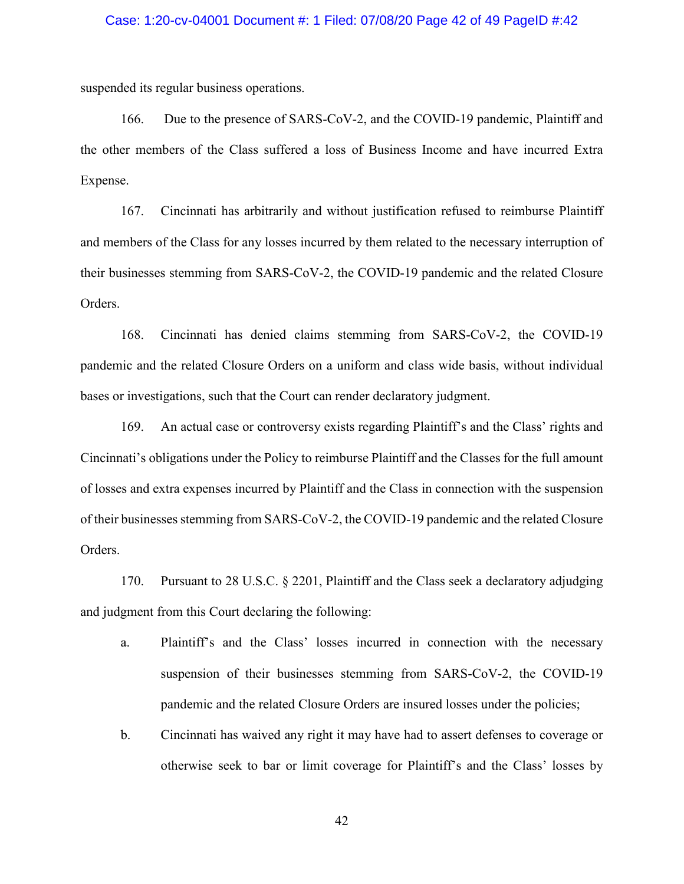suspended its regular business operations.

166. Due to the presence of SARS-CoV-2, and the COVID-19 pandemic, Plaintiff and the other members of the Class suffered a loss of Business Income and have incurred Extra Expense.

167. Cincinnati has arbitrarily and without justification refused to reimburse Plaintiff and members of the Class for any losses incurred by them related to the necessary interruption of their businesses stemming from SARS-CoV-2, the COVID-19 pandemic and the related Closure Orders.

168. Cincinnati has denied claims stemming from SARS-CoV-2, the COVID-19 pandemic and the related Closure Orders on a uniform and class wide basis, without individual bases or investigations, such that the Court can render declaratory judgment.

169. An actual case or controversy exists regarding Plaintiff's and the Class' rights and Cincinnati's obligations under the Policy to reimburse Plaintiff and the Classes for the full amount of losses and extra expenses incurred by Plaintiff and the Class in connection with the suspension of their businesses stemming from SARS-CoV-2, the COVID-19 pandemic and the related Closure Orders.

170. Pursuant to 28 U.S.C. § 2201, Plaintiff and the Class seek a declaratory adjudging and judgment from this Court declaring the following:

a. Plaintiff's and the Class' losses incurred in connection with the necessary suspension of their businesses stemming from SARS-CoV-2, the COVID-19 pandemic and the related Closure Orders are insured losses under the policies;

b. Cincinnati has waived any right it may have had to assert defenses to coverage or otherwise seek to bar or limit coverage for Plaintiff's and the Class' losses by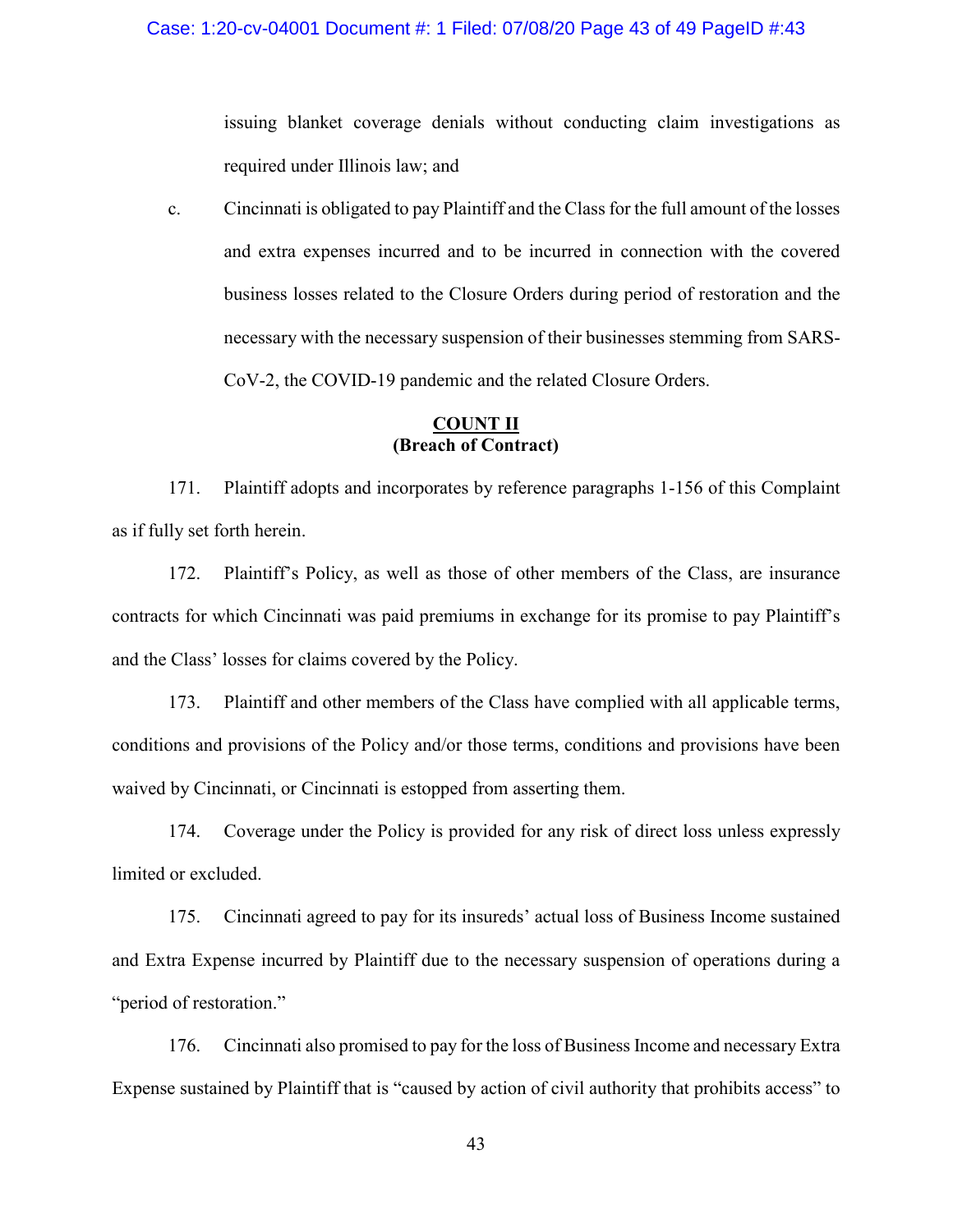issuing blanket coverage denials without conducting claim investigations as required under Illinois law; and

c. Cincinnati is obligated to pay Plaintiff and the Class for the full amount of the losses and extra expenses incurred and to be incurred in connection with the covered business losses related to the Closure Orders during period of restoration and the necessary with the necessary suspension of their businesses stemming from SARS-CoV-2, the COVID-19 pandemic and the related Closure Orders.

## COUNT II
**(Breach of Contract)**

171. Plaintiff adopts and incorporates by reference paragraphs 1-156 of this Complaint as if fully set forth herein.

172. Plaintiff's Policy, as well as those of other members of the Class, are insurance contracts for which Cincinnati was paid premiums in exchange for its promise to pay Plaintiff's and the Class' losses for claims covered by the Policy.

173. Plaintiff and other members of the Class have complied with all applicable terms, conditions and provisions of the Policy and/or those terms, conditions and provisions have been waived by Cincinnati, or Cincinnati is estopped from asserting them.

174. Coverage under the Policy is provided for any risk of direct loss unless expressly limited or excluded.

175. Cincinnati agreed to pay for its insureds' actual loss of Business Income sustained and Extra Expense incurred by Plaintiff due to the necessary suspension of operations during a "period of restoration."

176. Cincinnati also promised to pay for the loss of Business Income and necessary Extra Expense sustained by Plaintiff that is "caused by action of civil authority that prohibits access" to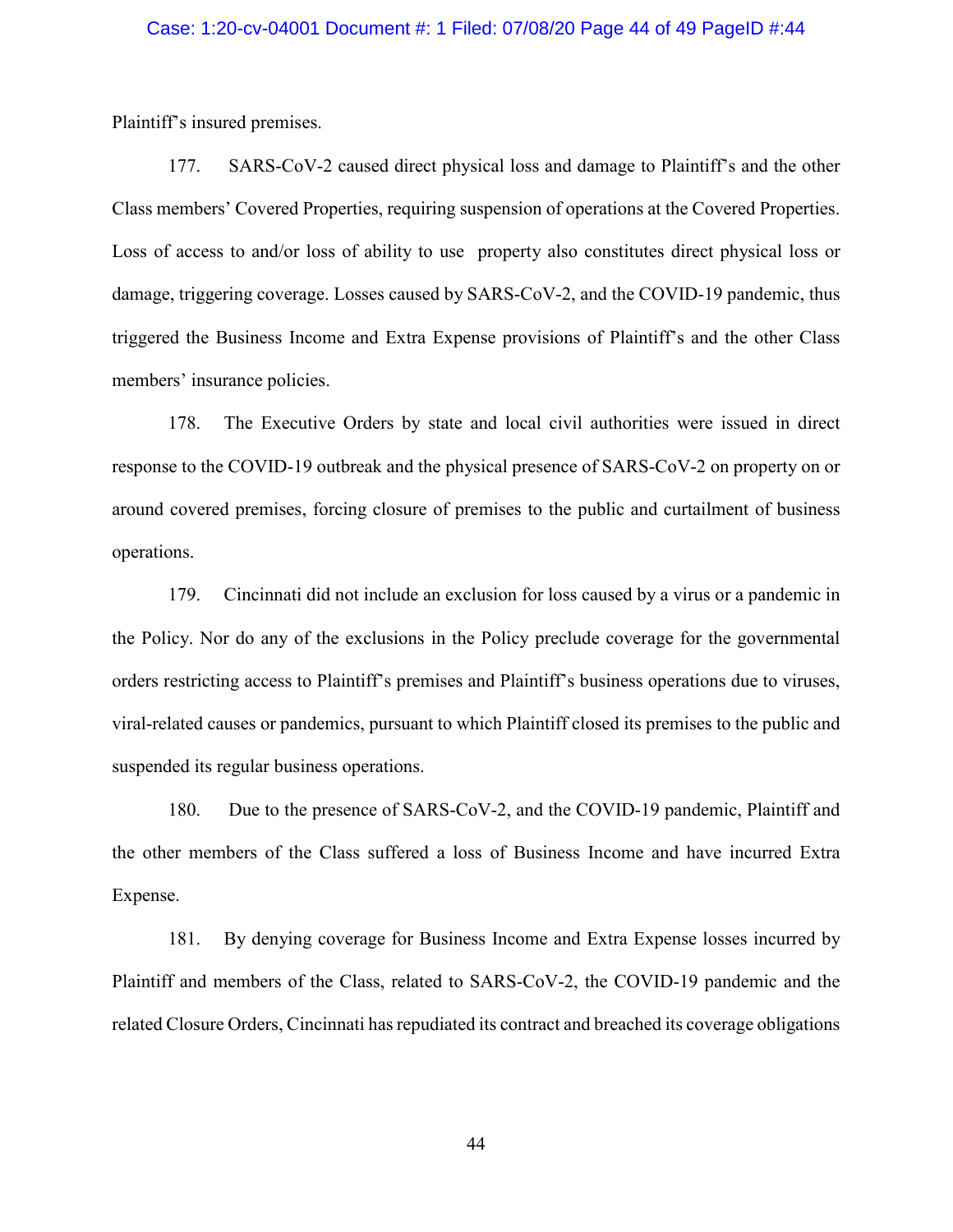Plaintiff's insured premises.

177. SARS-CoV-2 caused direct physical loss and damage to Plaintiff's and the other Class members' Covered Properties, requiring suspension of operations at the Covered Properties. Loss of access to and/or loss of ability to use property also constitutes direct physical loss or damage, triggering coverage. Losses caused by SARS-CoV-2, and the COVID-19 pandemic, thus triggered the Business Income and Extra Expense provisions of Plaintiff's and the other Class members' insurance policies.

178. The Executive Orders by state and local civil authorities were issued in direct response to the COVID-19 outbreak and the physical presence of SARS-CoV-2 on property on or around covered premises, forcing closure of premises to the public and curtailment of business operations.

179. Cincinnati did not include an exclusion for loss caused by a virus or a pandemic in the Policy. Nor do any of the exclusions in the Policy preclude coverage for the governmental orders restricting access to Plaintiff's premises and Plaintiff's business operations due to viruses, viral-related causes or pandemics, pursuant to which Plaintiff closed its premises to the public and suspended its regular business operations.

180. Due to the presence of SARS-CoV-2, and the COVID-19 pandemic, Plaintiff and the other members of the Class suffered a loss of Business Income and have incurred Extra Expense.

181. By denying coverage for Business Income and Extra Expense losses incurred by Plaintiff and members of the Class, related to SARS-CoV-2, the COVID-19 pandemic and the related Closure Orders, Cincinnati has repudiated its contract and breached its coverage obligations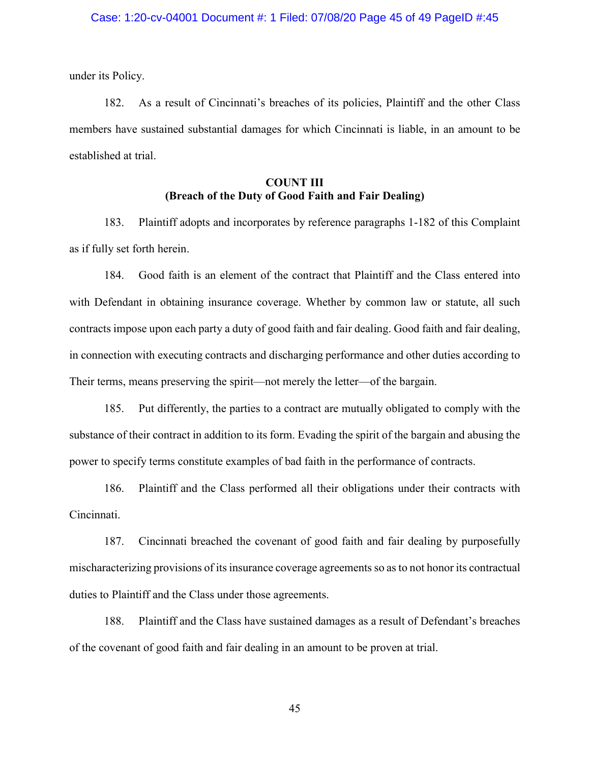under its Policy.

182. As a result of Cincinnati's breaches of its policies, Plaintiff and the other Class members have sustained substantial damages for which Cincinnati is liable, in an amount to be established at trial.

**COUNT III**
**(Breach of the Duty of Good Faith and Fair Dealing)**

183. Plaintiff adopts and incorporates by reference paragraphs 1-182 of this Complaint as if fully set forth herein.

184. Good faith is an element of the contract that Plaintiff and the Class entered into with Defendant in obtaining insurance coverage. Whether by common law or statute, all such contracts impose upon each party a duty of good faith and fair dealing. Good faith and fair dealing, in connection with executing contracts and discharging performance and other duties according to Their terms, means preserving the spirit—not merely the letter—of the bargain.

185. Put differently, the parties to a contract are mutually obligated to comply with the substance of their contract in addition to its form. Evading the spirit of the bargain and abusing the power to specify terms constitute examples of bad faith in the performance of contracts.

186. Plaintiff and the Class performed all their obligations under their contracts with Cincinnati.

187. Cincinnati breached the covenant of good faith and fair dealing by purposefully mischaracterizing provisions of its insurance coverage agreements so as to not honor its contractual duties to Plaintiff and the Class under those agreements.

188. Plaintiff and the Class have sustained damages as a result of Defendant's breaches of the covenant of good faith and fair dealing in an amount to be proven at trial.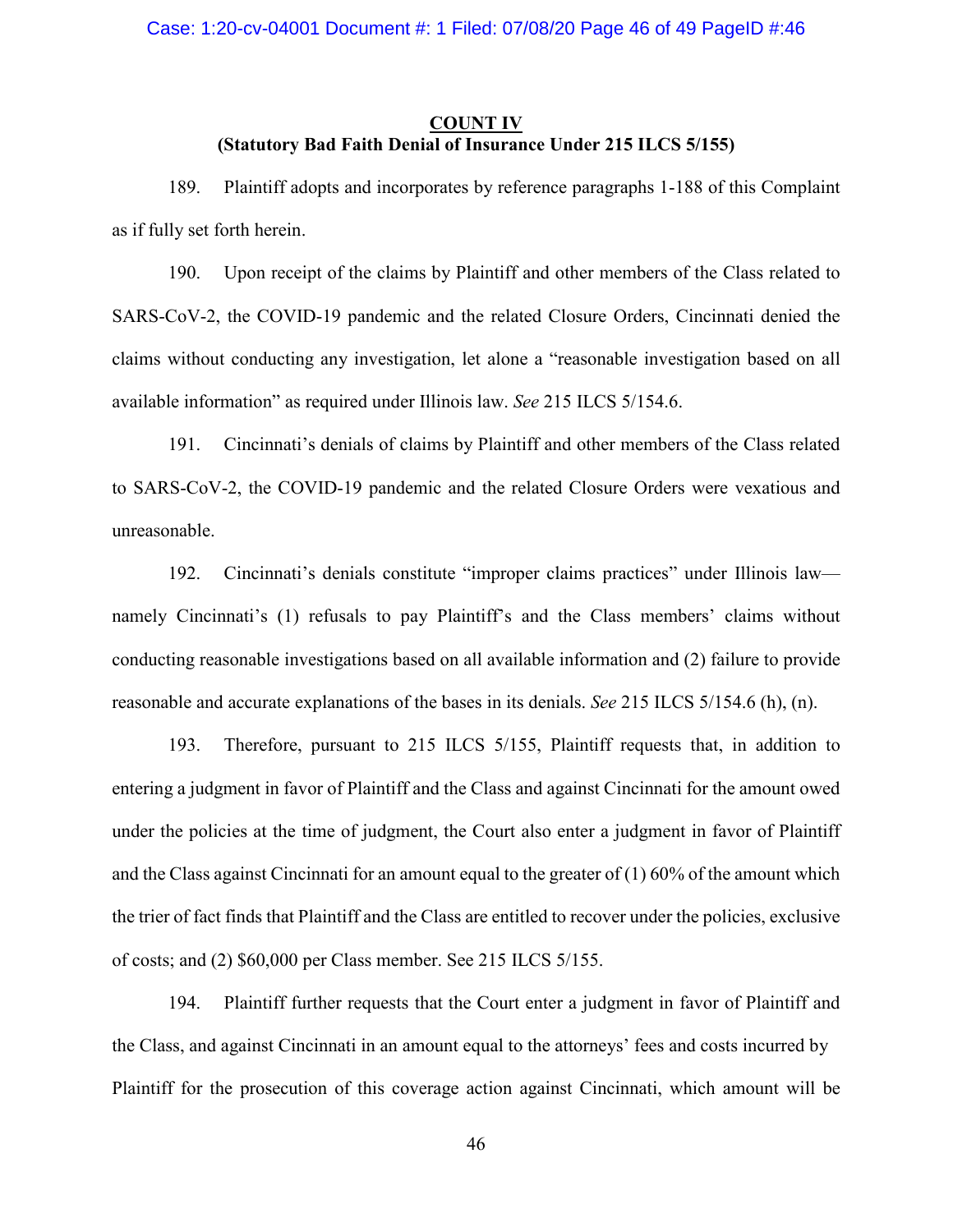**COUNT IV**
**(Statutory Bad Faith Denial of Insurance Under 215 ILCS 5/155)**

189. Plaintiff adopts and incorporates by reference paragraphs 1-188 of this Complaint as if fully set forth herein.

190. Upon receipt of the claims by Plaintiff and other members of the Class related to SARS-CoV-2, the COVID-19 pandemic and the related Closure Orders, Cincinnati denied the claims without conducting any investigation, let alone a "reasonable investigation based on all available information" as required under Illinois law. *See* 215 ILCS 5/154.6.

191. Cincinnati's denials of claims by Plaintiff and other members of the Class related to SARS-CoV-2, the COVID-19 pandemic and the related Closure Orders were vexatious and unreasonable.

192. Cincinnati's denials constitute "improper claims practices" under Illinois law—namely Cincinnati's (1) refusals to pay Plaintiff's and the Class members' claims without conducting reasonable investigations based on all available information and (2) failure to provide reasonable and accurate explanations of the bases in its denials. *See* 215 ILCS 5/154.6 (h), (n).

193. Therefore, pursuant to 215 ILCS 5/155, Plaintiff requests that, in addition to entering a judgment in favor of Plaintiff and the Class and against Cincinnati for the amount owed under the policies at the time of judgment, the Court also enter a judgment in favor of Plaintiff and the Class against Cincinnati for an amount equal to the greater of (1) 60% of the amount which the trier of fact finds that Plaintiff and the Class are entitled to recover under the policies, exclusive of costs; and (2) $60,000 per Class member. See 215 ILCS 5/155.

194. Plaintiff further requests that the Court enter a judgment in favor of Plaintiff and the Class, and against Cincinnati in an amount equal to the attorneys' fees and costs incurred by Plaintiff for the prosecution of this coverage action against Cincinnati, which amount will be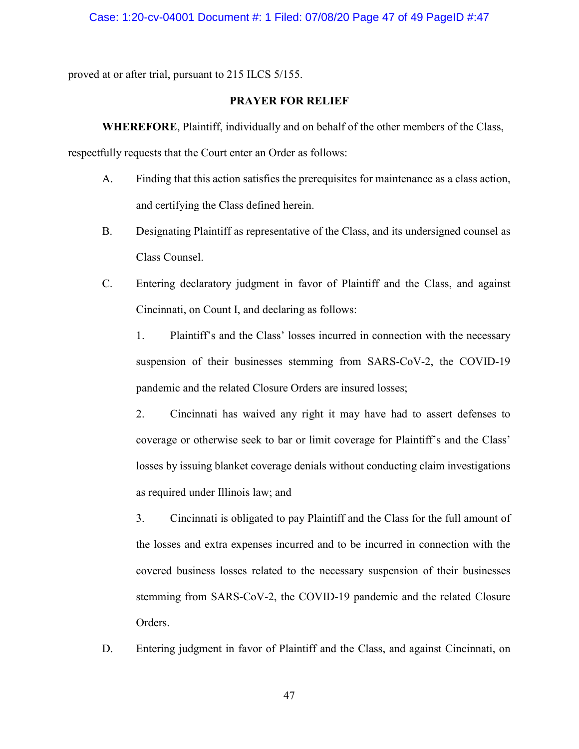proved at or after trial, pursuant to 215 ILCS 5/155.

**PRAYER FOR RELIEF**

**WHEREFORE**, Plaintiff, individually and on behalf of the other members of the Class, respectfully requests that the Court enter an Order as follows:

A. Finding that this action satisfies the prerequisites for maintenance as a class action, and certifying the Class defined herein.

B. Designating Plaintiff as representative of the Class, and its undersigned counsel as Class Counsel.

C. Entering declaratory judgment in favor of Plaintiff and the Class, and against Cincinnati, on Count I, and declaring as follows:

1. Plaintiff's and the Class' losses incurred in connection with the necessary suspension of their businesses stemming from SARS-CoV-2, the COVID-19 pandemic and the related Closure Orders are insured losses;

2. Cincinnati has waived any right it may have had to assert defenses to coverage or otherwise seek to bar or limit coverage for Plaintiff's and the Class' losses by issuing blanket coverage denials without conducting claim investigations as required under Illinois law; and

3. Cincinnati is obligated to pay Plaintiff and the Class for the full amount of the losses and extra expenses incurred and to be incurred in connection with the covered business losses related to the necessary suspension of their businesses stemming from SARS-CoV-2, the COVID-19 pandemic and the related Closure Orders.

D. Entering judgment in favor of Plaintiff and the Class, and against Cincinnati, on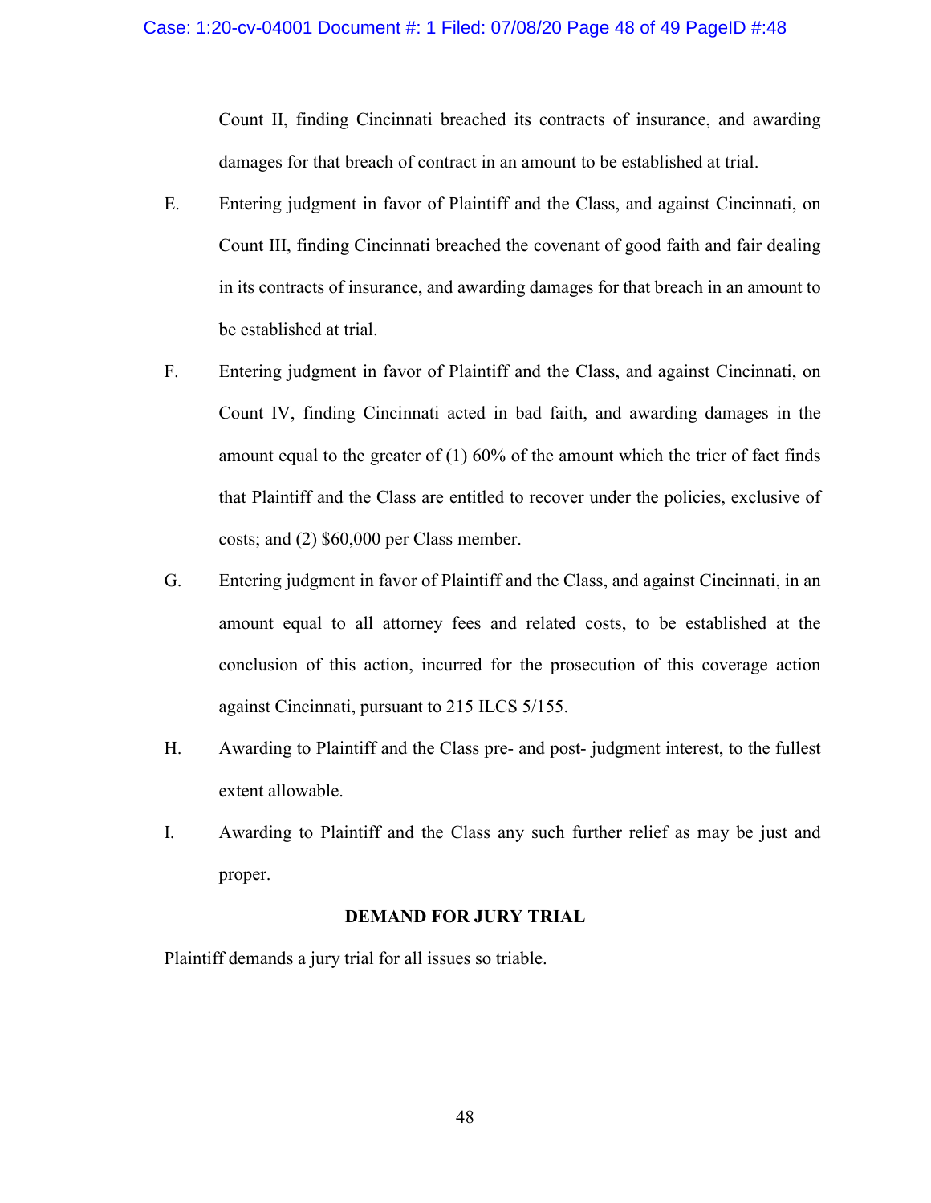Count II, finding Cincinnati breached its contracts of insurance, and awarding damages for that breach of contract in an amount to be established at trial.

E. Entering judgment in favor of Plaintiff and the Class, and against Cincinnati, on Count III, finding Cincinnati breached the covenant of good faith and fair dealing in its contracts of insurance, and awarding damages for that breach in an amount to be established at trial.

F. Entering judgment in favor of Plaintiff and the Class, and against Cincinnati, on Count IV, finding Cincinnati acted in bad faith, and awarding damages in the amount equal to the greater of (1) 60% of the amount which the trier of fact finds that Plaintiff and the Class are entitled to recover under the policies, exclusive of costs; and (2) $60,000 per Class member.

G. Entering judgment in favor of Plaintiff and the Class, and against Cincinnati, in an amount equal to all attorney fees and related costs, to be established at the conclusion of this action, incurred for the prosecution of this coverage action against Cincinnati, pursuant to 215 ILCS 5/155.

H. Awarding to Plaintiff and the Class pre- and post- judgment interest, to the fullest extent allowable.

I. Awarding to Plaintiff and the Class any such further relief as may be just and proper.

**DEMAND FOR JURY TRIAL**

Plaintiff demands a jury trial for all issues so triable.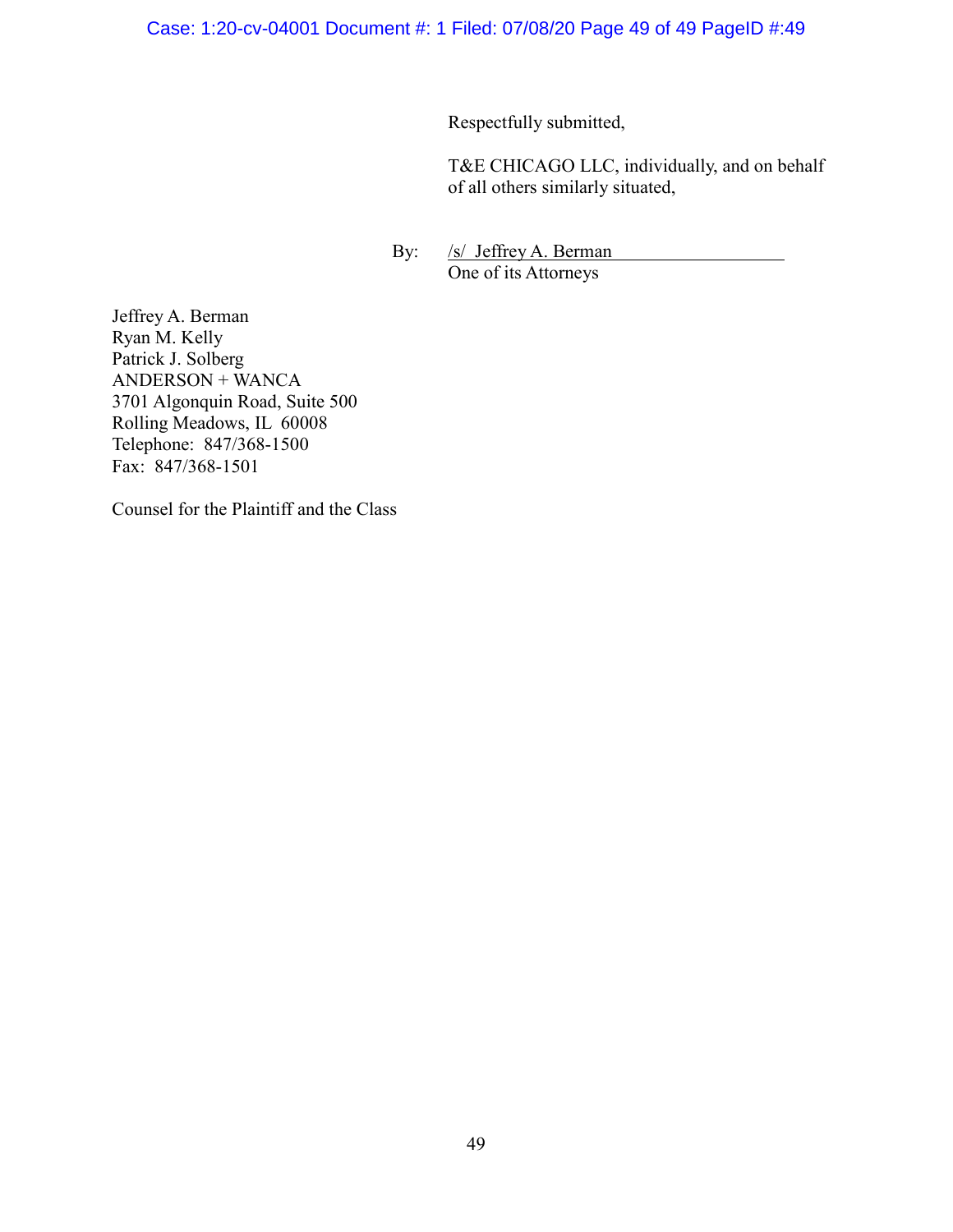Respectfully submitted,

T&E CHICAGO LLC, individually, and on behalf of all others similarly situated,

By: /s/ Jeffrey A. Berman
One of its Attorneys

Jeffrey A. Berman
Ryan M. Kelly
Patrick J. Solberg
ANDERSON + WANCA
3701 Algonquin Road, Suite 500
Rolling Meadows, IL 60008
Telephone: 847/368-1500
Fax: 847/368-1501

Counsel for the Plaintiff and the Class